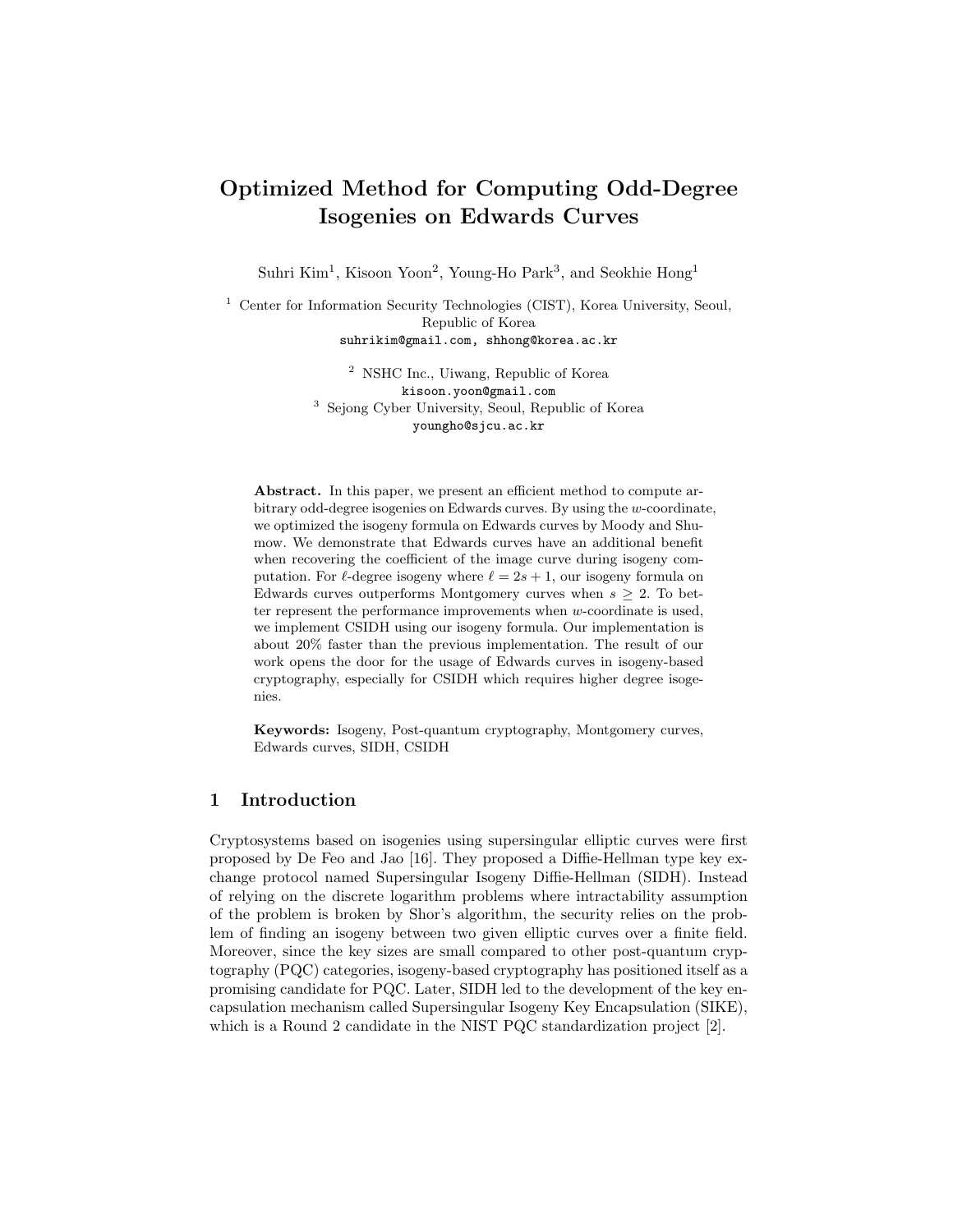# Optimized Method for Computing Odd-Degree Isogenies on Edwards Curves

Suhri Kim[1], Kisoon Yoon[2], Young-Ho Park[3], and Seokhie Hong[1]

[1] Center for Information Security Technologies (CIST), Korea University, Seoul, Republic of Korea
suhrikim@gmail.com, shhong@korea.ac.kr

[2] NSHC Inc., Uiwang, Republic of Korea
kisoon.yoon@gmail.com

[3] Sejong Cyber University, Seoul, Republic of Korea
youngho@sjcu.ac.kr

**Abstract.** In this paper, we present an efficient method to compute arbitrary odd-degree isogenies on Edwards curves. By using the $w$-coordinate, we optimized the isogeny formula on Edwards curves by Moody and Shumow. We demonstrate that Edwards curves have an additional benefit when recovering the coefficient of the image curve during isogeny computation. For $\ell$-degree isogeny where $\ell = 2s + 1$, our isogeny formula on Edwards curves outperforms Montgomery curves when $s \geq 2$. To better represent the performance improvements when $w$-coordinate is used, we implement CSIDH using our isogeny formula. Our implementation is about 20% faster than the previous implementation. The result of our work opens the door for the usage of Edwards curves in isogeny-based cryptography, especially for CSIDH which requires higher degree isogenies.

**Keywords:** Isogeny, Post-quantum cryptography, Montgomery curves, Edwards curves, SIDH, CSIDH

## 1 Introduction

Cryptosystems based on isogenies using supersingular elliptic curves were first proposed by De Feo and Jao [16]. They proposed a Diffie-Hellman type key exchange protocol named Supersingular Isogeny Diffie-Hellman (SIDH). Instead of relying on the discrete logarithm problems where intractability assumption of the problem is broken by Shor's algorithm, the security relies on the problem of finding an isogeny between two given elliptic curves over a finite field. Moreover, since the key sizes are small compared to other post-quantum cryptography (PQC) categories, isogeny-based cryptography has positioned itself as a promising candidate for PQC. Later, SIDH led to the development of the key encapsulation mechanism called Supersingular Isogeny Key Encapsulation (SIKE), which is a Round 2 candidate in the NIST PQC standardization project [2].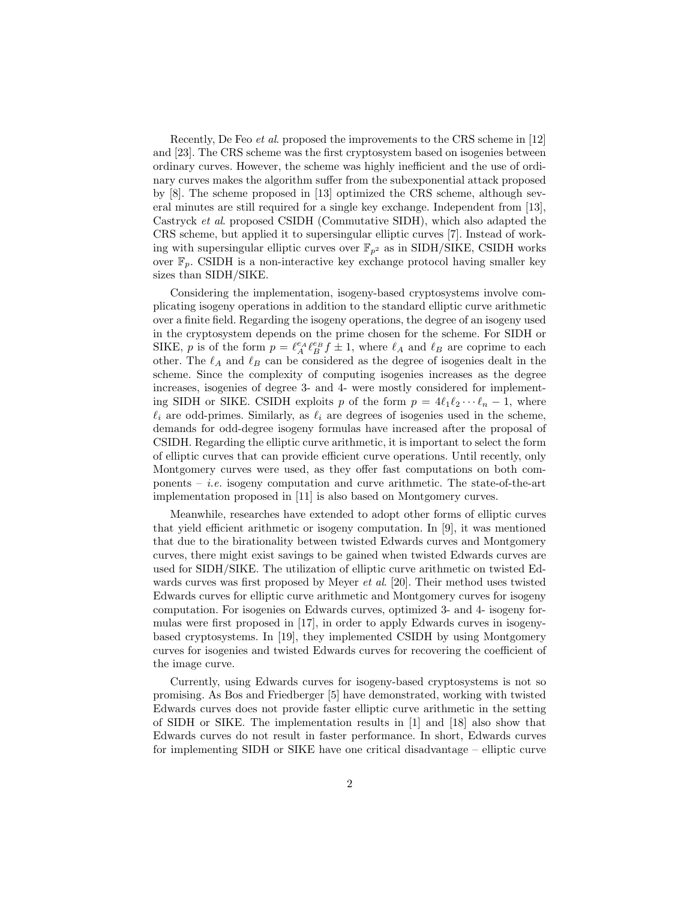Recently, De Feo *et al.* proposed the improvements to the CRS scheme in [12] and [23]. The CRS scheme was the first cryptosystem based on isogenies between ordinary curves. However, the scheme was highly inefficient and the use of ordinary curves makes the algorithm suffer from the subexponential attack proposed by [8]. The scheme proposed in [13] optimized the CRS scheme, although several minutes are still required for a single key exchange. Independent from [13], Castryck *et al.* proposed CSIDH (Commutative SIDH), which also adapted the CRS scheme, but applied it to supersingular elliptic curves [7]. Instead of working with supersingular elliptic curves over $\mathbb{F}_{p^2}$ as in SIDH/SIKE, CSIDH works over $\mathbb{F}_p$. CSIDH is a non-interactive key exchange protocol having smaller key sizes than SIDH/SIKE.

Considering the implementation, isogeny-based cryptosystems involve complicating isogeny operations in addition to the standard elliptic curve arithmetic over a finite field. Regarding the isogeny operations, the degree of an isogeny used in the cryptosystem depends on the prime chosen for the scheme. For SIDH or SIKE, $p$ is of the form $p = \ell_A^{e_A} \ell_B^{e_B} f \pm 1$, where $\ell_A$ and $\ell_B$ are coprime to each other. The $\ell_A$ and $\ell_B$ can be considered as the degree of isogenies dealt in the scheme. Since the complexity of computing isogenies increases as the degree increases, isogenies of degree 3- and 4- were mostly considered for implementing SIDH or SIKE. CSIDH exploits $p$ of the form $p = 4\ell_1\ell_2 \cdots \ell_n - 1$, where $\ell_i$ are odd-primes. Similarly, as $\ell_i$ are degrees of isogenies used in the scheme, demands for odd-degree isogeny formulas have increased after the proposal of CSIDH. Regarding the elliptic curve arithmetic, it is important to select the form of elliptic curves that can provide efficient curve operations. Until recently, only Montgomery curves were used, as they offer fast computations on both components – *i.e.* isogeny computation and curve arithmetic. The state-of-the-art implementation proposed in [11] is also based on Montgomery curves.

Meanwhile, researches have extended to adopt other forms of elliptic curves that yield efficient arithmetic or isogeny computation. In [9], it was mentioned that due to the birationality between twisted Edwards curves and Montgomery curves, there might exist savings to be gained when twisted Edwards curves are used for SIDH/SIKE. The utilization of elliptic curve arithmetic on twisted Edwards curves was first proposed by Meyer *et al.* [20]. Their method uses twisted Edwards curves for elliptic curve arithmetic and Montgomery curves for isogeny computation. For isogenies on Edwards curves, optimized 3- and 4- isogeny formulas were first proposed in [17], in order to apply Edwards curves in isogeny-based cryptosystems. In [19], they implemented CSIDH by using Montgomery curves for isogenies and twisted Edwards curves for recovering the coefficient of the image curve.

Currently, using Edwards curves for isogeny-based cryptosystems is not so promising. As Bos and Friedberger [5] have demonstrated, working with twisted Edwards curves does not provide faster elliptic curve arithmetic in the setting of SIDH or SIKE. The implementation results in [1] and [18] also show that Edwards curves do not result in faster performance. In short, Edwards curves for implementing SIDH or SIKE have one critical disadvantage – elliptic curve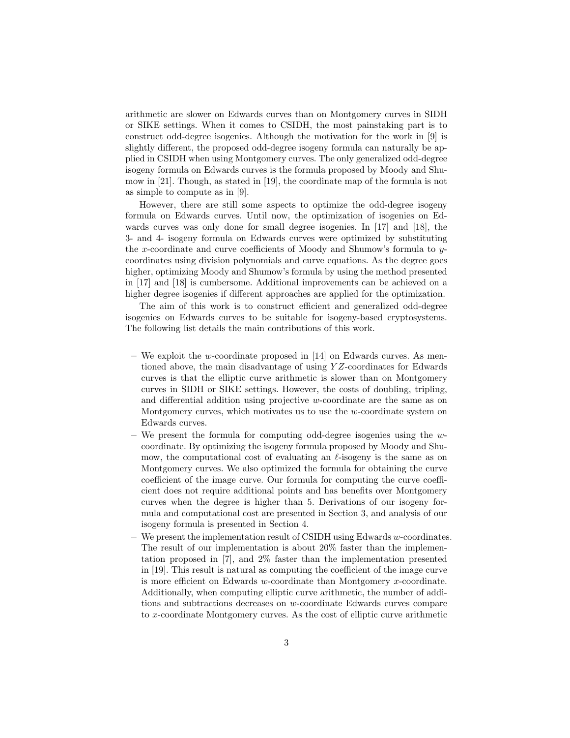arithmetic are slower on Edwards curves than on Montgomery curves in SIDH or SIKE settings. When it comes to CSIDH, the most painstaking part is to construct odd-degree isogenies. Although the motivation for the work in [9] is slightly different, the proposed odd-degree isogeny formula can naturally be applied in CSIDH when using Montgomery curves. The only generalized odd-degree isogeny formula on Edwards curves is the formula proposed by Moody and Shumow in [21]. Though, as stated in [19], the coordinate map of the formula is not as simple to compute as in [9].

However, there are still some aspects to optimize the odd-degree isogeny formula on Edwards curves. Until now, the optimization of isogenies on Edwards curves was only done for small degree isogenies. In [17] and [18], the 3- and 4- isogeny formula on Edwards curves were optimized by substituting the $x$-coordinate and curve coefficients of Moody and Shumow's formula to $y$-coordinates using division polynomials and curve equations. As the degree goes higher, optimizing Moody and Shumow's formula by using the method presented in [17] and [18] is cumbersome. Additional improvements can be achieved on a higher degree isogenies if different approaches are applied for the optimization.

The aim of this work is to construct efficient and generalized odd-degree isogenies on Edwards curves to be suitable for isogeny-based cryptosystems. The following list details the main contributions of this work.

- We exploit the $w$-coordinate proposed in [14] on Edwards curves. As mentioned above, the main disadvantage of using $YZ$-coordinates for Edwards curves is that the elliptic curve arithmetic is slower than on Montgomery curves in SIDH or SIKE settings. However, the costs of doubling, tripling, and differential addition using projective $w$-coordinate are the same as on Montgomery curves, which motivates us to use the $w$-coordinate system on Edwards curves.
- We present the formula for computing odd-degree isogenies using the $w$-coordinate. By optimizing the isogeny formula proposed by Moody and Shumow, the computational cost of evaluating an $\ell$-isogeny is the same as on Montgomery curves. We also optimized the formula for obtaining the curve coefficient of the image curve. Our formula for computing the curve coefficient does not require additional points and has benefits over Montgomery curves when the degree is higher than 5. Derivations of our isogeny formula and computational cost are presented in Section 3, and analysis of our isogeny formula is presented in Section 4.
- We present the implementation result of CSIDH using Edwards $w$-coordinates. The result of our implementation is about 20% faster than the implementation proposed in [7], and 2% faster than the implementation presented in [19]. This result is natural as computing the coefficient of the image curve is more efficient on Edwards $w$-coordinate than Montgomery $x$-coordinate. Additionally, when computing elliptic curve arithmetic, the number of additions and subtractions decreases on $w$-coordinate Edwards curves compare to $x$-coordinate Montgomery curves. As the cost of elliptic curve arithmetic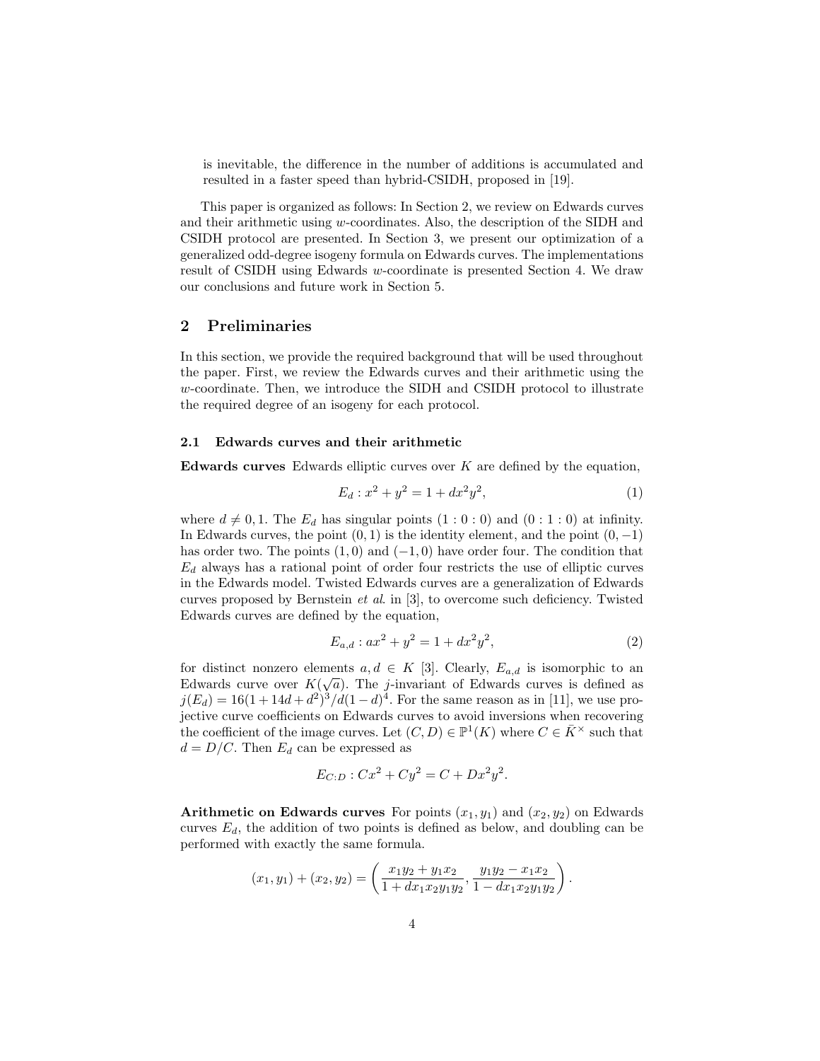is inevitable, the difference in the number of additions is accumulated and resulted in a faster speed than hybrid-CSIDH, proposed in [19].

This paper is organized as follows: In Section 2, we review on Edwards curves and their arithmetic using $w$-coordinates. Also, the description of the SIDH and CSIDH protocol are presented. In Section 3, we present our optimization of a generalized odd-degree isogeny formula on Edwards curves. The implementations result of CSIDH using Edwards $w$-coordinate is presented Section 4. We draw our conclusions and future work in Section 5.

## 2 Preliminaries

In this section, we provide the required background that will be used throughout the paper. First, we review the Edwards curves and their arithmetic using the $w$-coordinate. Then, we introduce the SIDH and CSIDH protocol to illustrate the required degree of an isogeny for each protocol.

### 2.1 Edwards curves and their arithmetic

**Edwards curves** Edwards elliptic curves over $K$ are defined by the equation,

$$E_d : x^2 + y^2 = 1 + dx^2y^2, \tag{1}$$

where $d \neq 0, 1$. The $E_d$ has singular points $(1 : 0 : 0)$ and $(0 : 1 : 0)$ at infinity. In Edwards curves, the point $(0, 1)$ is the identity element, and the point $(0, -1)$ has order two. The points $(1, 0)$ and $(-1, 0)$ have order four. The condition that $E_d$ always has a rational point of order four restricts the use of elliptic curves in the Edwards model. Twisted Edwards curves are a generalization of Edwards curves proposed by Bernstein *et al.* in [3], to overcome such deficiency. Twisted Edwards curves are defined by the equation,

$$E_{a,d} : ax^2 + y^2 = 1 + dx^2y^2, \tag{2}$$

for distinct nonzero elements $a, d \in K$ [3]. Clearly, $E_{a,d}$ is isomorphic to an Edwards curve over $K(\sqrt{a})$. The $j$-invariant of Edwards curves is defined as $j(E_d) = 16(1 + 14d + d^2)^3/d(1 - d)^4$. For the same reason as in [11], we use projective curve coefficients on Edwards curves to avoid inversions when recovering the coefficient of the image curves. Let $(C, D) \in \mathbb{P}^1(K)$ where $C \in \bar{K}^\times$ such that $d = D/C$. Then $E_d$ can be expressed as

$$E_{C:D} : Cx^2 + Cy^2 = C + Dx^2y^2.$$

**Arithmetic on Edwards curves** For points $(x_1, y_1)$ and $(x_2, y_2)$ on Edwards curves $E_d$, the addition of two points is defined as below, and doubling can be performed with exactly the same formula.

$$(x_1, y_1) + (x_2, y_2) = \left( \frac{x_1y_2 + y_1x_2}{1 + dx_1x_2y_1y_2}, \frac{y_1y_2 - x_1x_2}{1 - dx_1x_2y_1y_2} \right).$$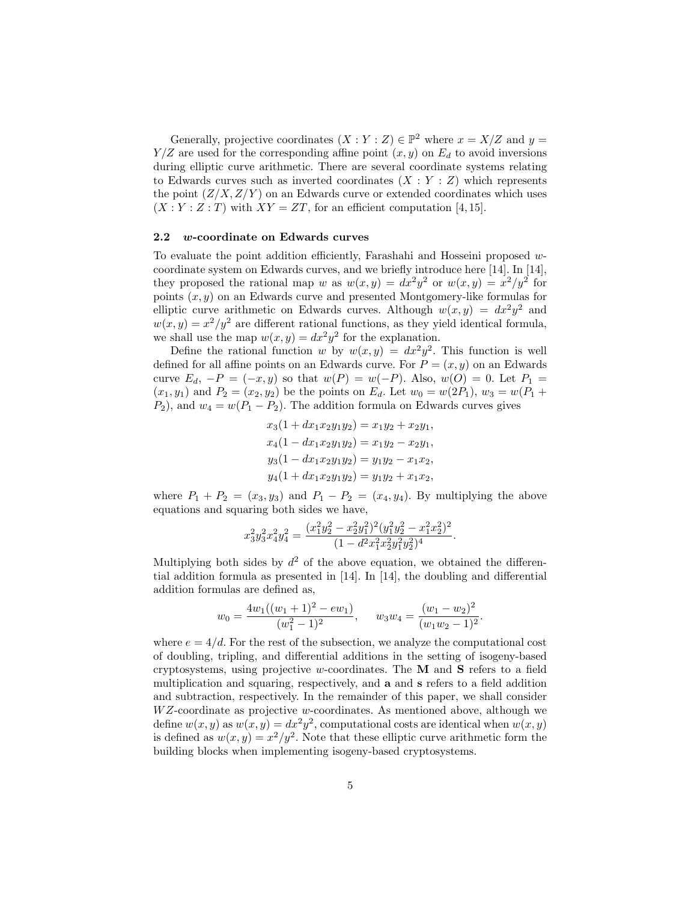Generally, projective coordinates $(X : Y : Z) \in \mathbb{P}^2$ where $x = X/Z$ and $y = Y/Z$ are used for the corresponding affine point $(x, y)$ on $E_d$ to avoid inversions during elliptic curve arithmetic. There are several coordinate systems relating to Edwards curves such as inverted coordinates $(X : Y : Z)$ which represents the point $(Z/X, Z/Y)$ on an Edwards curve or extended coordinates which uses $(X : Y : Z : T)$ with $XY = ZT$, for an efficient computation [4, 15].

### 2.2 *w*-coordinate on Edwards curves

To evaluate the point addition efficiently, Farashahi and Hosseini proposed $w$-coordinate system on Edwards curves, and we briefly introduce here [14]. In [14], they proposed the rational map $w$ as $w(x, y) = dx^2y^2$ or $w(x, y) = x^2/y^2$ for points $(x, y)$ on an Edwards curve and presented Montgomery-like formulas for elliptic curve arithmetic on Edwards curves. Although $w(x, y) = dx^2y^2$ and $w(x, y) = x^2/y^2$ are different rational functions, as they yield identical formula, we shall use the map $w(x, y) = dx^2y^2$ for the explanation.

Define the rational function $w$ by $w(x, y) = dx^2y^2$. This function is well defined for all affine points on an Edwards curve. For $P = (x, y)$ on an Edwards curve $E_d$, $-P = (-x, y)$ so that $w(P) = w(-P)$. Also, $w(O) = 0$. Let $P_1 = (x_1, y_1)$ and $P_2 = (x_2, y_2)$ be the points on $E_d$. Let $w_0 = w(2P_1)$, $w_3 = w(P_1 + P_2)$, and $w_4 = w(P_1 - P_2)$. The addition formula on Edwards curves gives

$$
\begin{aligned}
x_3(1 + dx_1x_2y_1y_2) &= x_1y_2 + x_2y_1, \\
x_4(1 - dx_1x_2y_1y_2) &= x_1y_2 - x_2y_1, \\
y_3(1 - dx_1x_2y_1y_2) &= y_1y_2 - x_1x_2, \\
y_4(1 + dx_1x_2y_1y_2) &= y_1y_2 + x_1x_2,
\end{aligned}
$$

where $P_1 + P_2 = (x_3, y_3)$ and $P_1 - P_2 = (x_4, y_4)$. By multiplying the above equations and squaring both sides we have,

$$
x_3^2y_3^2x_4^2y_4^2 = \frac{(x_1^2y_2^2 - x_2^2y_1^2)^2(y_1^2y_2^2 - x_1^2x_2^2)^2}{(1 - d^2x_1^2x_2^2y_1^2y_2^2)^4}.
$$

Multiplying both sides by $d^2$ of the above equation, we obtained the differential addition formula as presented in [14]. In [14], the doubling and differential addition formulas are defined as,

$$
w_0 = \frac{4w_1((w_1 + 1)^2 - ew_1)}{(w_1^2 - 1)^2}, \qquad w_3w_4 = \frac{(w_1 - w_2)^2}{(w_1w_2 - 1)^2}.
$$

where $e = 4/d$. For the rest of the subsection, we analyze the computational cost of doubling, tripling, and differential additions in the setting of isogeny-based cryptosystems, using projective $w$-coordinates. The **M** and **S** refers to a field multiplication and squaring, respectively, and **a** and **s** refers to a field addition and subtraction, respectively. In the remainder of this paper, we shall consider $WZ$-coordinate as projective $w$-coordinates. As mentioned above, although we define $w(x, y)$ as $w(x, y) = dx^2y^2$, computational costs are identical when $w(x, y)$ is defined as $w(x, y) = x^2/y^2$. Note that these elliptic curve arithmetic form the building blocks when implementing isogeny-based cryptosystems.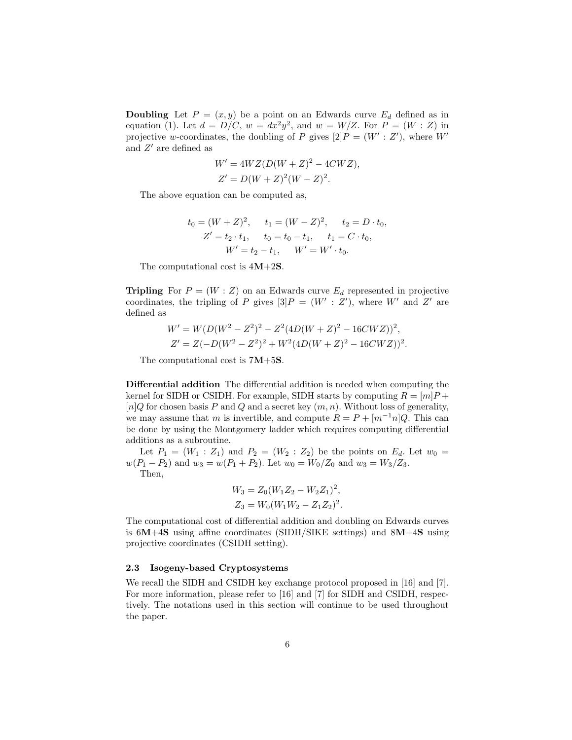**Doubling** Let $P = (x, y)$ be a point on an Edwards curve $E_d$ defined as in equation (1). Let $d = D/C$, $w = dx^2y^2$, and $w = W/Z$. For $P = (W : Z)$ in projective $w$-coordinates, the doubling of $P$ gives $[2]P = (W' : Z')$, where $W'$ and $Z'$ are defined as

$$
\begin{aligned}
W' &= 4WZ(D(W+Z)^2 - 4CWZ), \\
Z' &= D(W+Z)^2(W-Z)^2.
\end{aligned}
$$

The above equation can be computed as,

$$
\begin{aligned}
t_0 = (W+Z)^2, \quad & t_1 = (W-Z)^2, \quad t_2 = D \cdot t_0, \\
Z' = t_2 \cdot t_1, \quad & t_0 = t_0 - t_1, \quad t_1 = C \cdot t_0, \\
W' = t_2 - t_1, \quad & W' = W' \cdot t_0.
\end{aligned}
$$

The computational cost is 4**M**+2**S**.

**Tripling** For $P = (W : Z)$ on an Edwards curve $E_d$ represented in projective coordinates, the tripling of $P$ gives $[3]P = (W' : Z')$, where $W'$ and $Z'$ are defined as

$$
\begin{aligned}
W' &= W(D(W^2 - Z^2)^2 - Z^2(4D(W+Z)^2 - 16CWZ))^2, \\
Z' &= Z(-D(W^2 - Z^2)^2 + W^2(4D(W+Z)^2 - 16CWZ))^2.
\end{aligned}
$$

The computational cost is 7**M**+5**S**.

**Differential addition** The differential addition is needed when computing the kernel for SIDH or CSIDH. For example, SIDH starts by computing $R = [m]P + [n]Q$ for chosen basis $P$ and $Q$ and a secret key $(m, n)$. Without loss of generality, we may assume that $m$ is invertible, and compute $R = P + [m^{-1}n]Q$. This can be done by using the Montgomery ladder which requires computing differential additions as a subroutine.

Let $P_1 = (W_1 : Z_1)$ and $P_2 = (W_2 : Z_2)$ be the points on $E_d$. Let $w_0 = w(P_1 - P_2)$ and $w_3 = w(P_1 + P_2)$. Let $w_0 = W_0/Z_0$ and $w_3 = W_3/Z_3$.

Then,

$$
\begin{aligned}
W_3 &= Z_0(W_1Z_2 - W_2Z_1)^2, \\
Z_3 &= W_0(W_1W_2 - Z_1Z_2)^2.
\end{aligned}
$$

The computational cost of differential addition and doubling on Edwards curves is 6**M**+4**S** using affine coordinates (SIDH/SIKE settings) and 8**M**+4**S** using projective coordinates (CSIDH setting).

### 2.3 Isogeny-based Cryptosystems

We recall the SIDH and CSIDH key exchange protocol proposed in [16] and [7]. For more information, please refer to [16] and [7] for SIDH and CSIDH, respectively. The notations used in this section will continue to be used throughout the paper.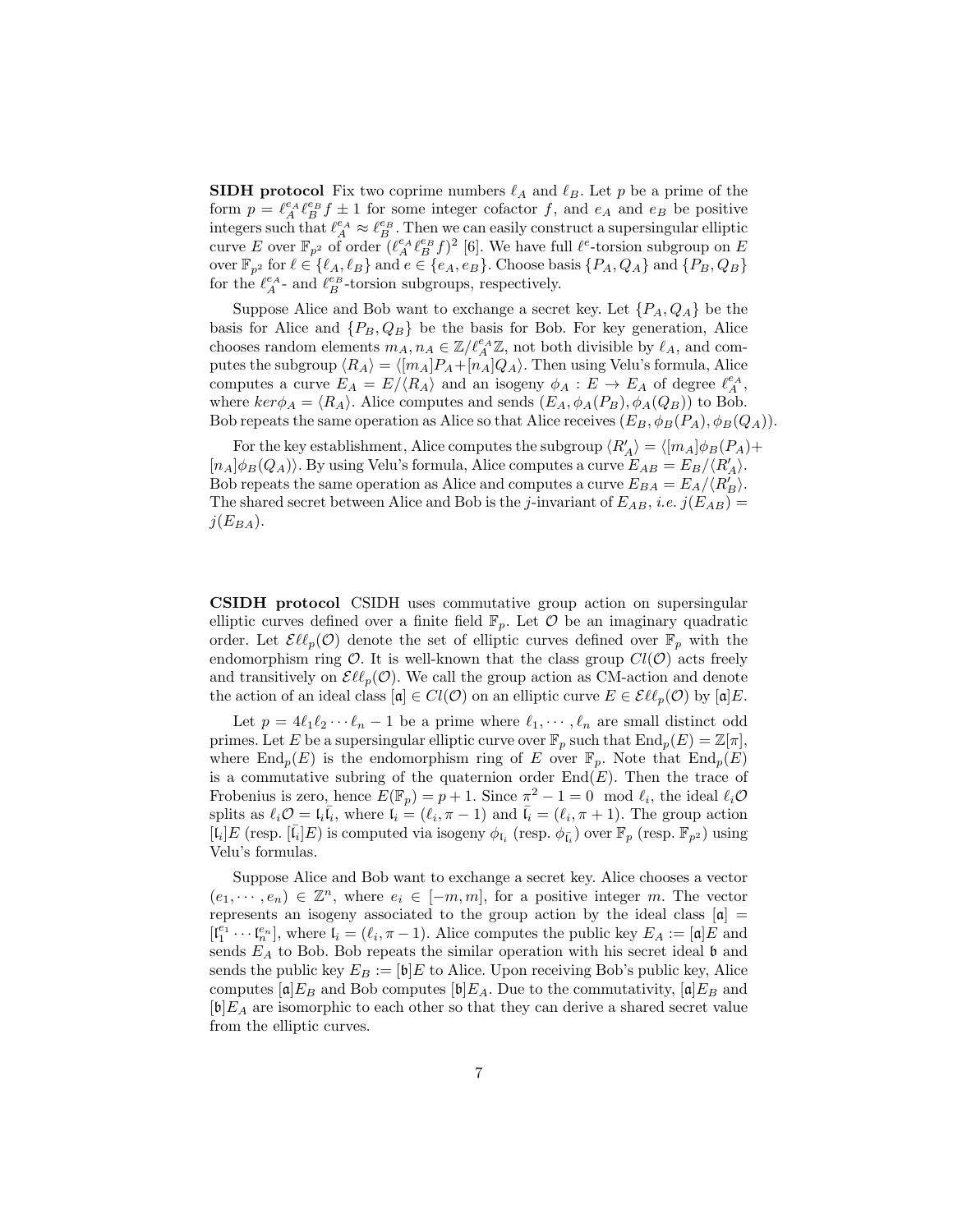**SIDH protocol** Fix two coprime numbers $\ell_A$ and $\ell_B$. Let $p$ be a prime of the form $p = \ell_A^{e_A}\ell_B^{e_B}f \pm 1$ for some integer cofactor $f$, and $e_A$ and $e_B$ be positive integers such that $\ell_A^{e_A} \approx \ell_B^{e_B}$. Then we can easily construct a supersingular elliptic curve $E$ over $\mathbb{F}_{p^2}$ of order $(\ell_A^{e_A}\ell_B^{e_B}f)^2$ [6]. We have full $\ell^e$-torsion subgroup on $E$ over $\mathbb{F}_{p^2}$ for $\ell \in \{\ell_A, \ell_B\}$ and $e \in \{e_A, e_B\}$. Choose basis $\{P_A, Q_A\}$ and $\{P_B, Q_B\}$ for the $\ell_A^{e_A}$- and $\ell_B^{e_B}$-torsion subgroups, respectively.

Suppose Alice and Bob want to exchange a secret key. Let $\{P_A, Q_A\}$ be the basis for Alice and $\{P_B, Q_B\}$ be the basis for Bob. For key generation, Alice chooses random elements $m_A, n_A \in \mathbb{Z}/\ell_A^{e_A}\mathbb{Z}$, not both divisible by $\ell_A$, and computes the subgroup $\langle R_A \rangle = \langle [m_A]P_A + [n_A]Q_A \rangle$. Then using Velu's formula, Alice computes a curve $E_A = E/\langle R_A \rangle$ and an isogeny $\phi_A : E \to E_A$ of degree $\ell_A^{e_A}$, where $ker\phi_A = \langle R_A \rangle$. Alice computes and sends $(E_A, \phi_A(P_B), \phi_A(Q_B))$ to Bob. Bob repeats the same operation as Alice so that Alice receives $(E_B, \phi_B(P_A), \phi_B(Q_A))$.

For the key establishment, Alice computes the subgroup $\langle R'_A \rangle = \langle [m_A]\phi_B(P_A) + [n_A]\phi_B(Q_A) \rangle$. By using Velu's formula, Alice computes a curve $E_{AB} = E_B/\langle R'_A \rangle$. Bob repeats the same operation as Alice and computes a curve $E_{BA} = E_A/\langle R'_B \rangle$. The shared secret between Alice and Bob is the $j$-invariant of $E_{AB}$, *i.e.* $j(E_{AB}) = j(E_{BA})$.

**CSIDH protocol** CSIDH uses commutative group action on supersingular elliptic curves defined over a finite field $\mathbb{F}_p$. Let $\mathcal{O}$ be an imaginary quadratic order. Let $\mathcal{E}\ell\ell_p(\mathcal{O})$ denote the set of elliptic curves defined over $\mathbb{F}_p$ with the endomorphism ring $\mathcal{O}$. It is well-known that the class group $Cl(\mathcal{O})$ acts freely and transitively on $\mathcal{E}\ell\ell_p(\mathcal{O})$. We call the group action as CM-action and denote the action of an ideal class $[\mathfrak{a}] \in Cl(\mathcal{O})$ on an elliptic curve $E \in \mathcal{E}\ell\ell_p(\mathcal{O})$ by $[\mathfrak{a}]E$.

Let $p = 4\ell_1\ell_2\cdots\ell_n - 1$ be a prime where $\ell_1, \cdots, \ell_n$ are small distinct odd primes. Let $E$ be a supersingular elliptic curve over $\mathbb{F}_p$ such that $\text{End}_p(E) = \mathbb{Z}[\pi]$, where $\text{End}_p(E)$ is the endomorphism ring of $E$ over $\mathbb{F}_p$. Note that $\text{End}_p(E)$ is a commutative subring of the quaternion order $\text{End}(E)$. Then the trace of Frobenius is zero, hence $E(\mathbb{F}_p) = p + 1$. Since $\pi^2 - 1 = 0 \mod \ell_i$, the ideal $\ell_i\mathcal{O}$ splits as $\ell_i\mathcal{O} = \mathfrak{l}_i\bar{\mathfrak{l}}_i$, where $\mathfrak{l}_i = (\ell_i, \pi - 1)$ and $\bar{\mathfrak{l}}_i = (\ell_i, \pi + 1)$. The group action $[\mathfrak{l}_i]E$ (resp. $[\bar{\mathfrak{l}}_i]E$) is computed via isogeny $\phi_{\mathfrak{l}_i}$ (resp. $\phi_{\bar{\mathfrak{l}}_i}$) over $\mathbb{F}_p$ (resp. $\mathbb{F}_{p^2}$) using Velu's formulas.

Suppose Alice and Bob want to exchange a secret key. Alice chooses a vector $(e_1, \cdots, e_n) \in \mathbb{Z}^n$, where $e_i \in [-m, m]$, for a positive integer $m$. The vector represents an isogeny associated to the group action by the ideal class $[\mathfrak{a}] = [\mathfrak{l}_1^{e_1} \cdots \mathfrak{l}_n^{e_n}]$, where $\mathfrak{l}_i = (\ell_i, \pi - 1)$. Alice computes the public key $E_A := [\mathfrak{a}]E$ and sends $E_A$ to Bob. Bob repeats the similar operation with his secret ideal $\mathfrak{b}$ and sends the public key $E_B := [\mathfrak{b}]E$ to Alice. Upon receiving Bob's public key, Alice computes $[\mathfrak{a}]E_B$ and Bob computes $[\mathfrak{b}]E_A$. Due to the commutativity, $[\mathfrak{a}]E_B$ and $[\mathfrak{b}]E_A$ are isomorphic to each other so that they can derive a shared secret value from the elliptic curves.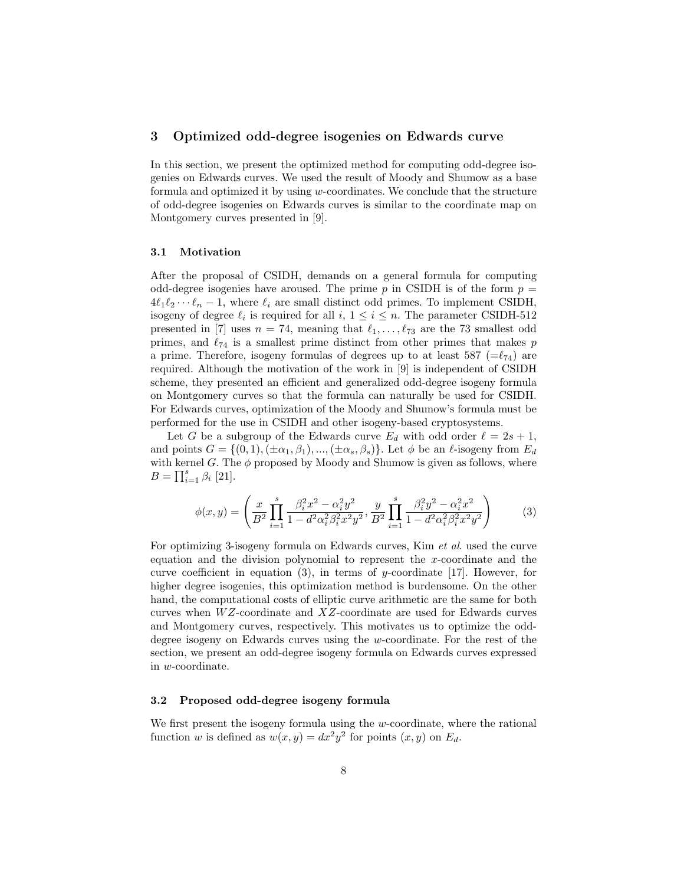## 3 Optimized odd-degree isogenies on Edwards curve

In this section, we present the optimized method for computing odd-degree isogenies on Edwards curves. We used the result of Moody and Shumow as a base formula and optimized it by using $w$-coordinates. We conclude that the structure of odd-degree isogenies on Edwards curves is similar to the coordinate map on Montgomery curves presented in [9].

### 3.1 Motivation

After the proposal of CSIDH, demands on a general formula for computing odd-degree isogenies have aroused. The prime $p$ in CSIDH is of the form $p = 4\ell_1\ell_2 \cdots \ell_n - 1$, where $\ell_i$ are small distinct odd primes. To implement CSIDH, isogeny of degree $\ell_i$ is required for all $i$, $1 \leq i \leq n$. The parameter CSIDH-512 presented in [7] uses $n = 74$, meaning that $\ell_1, \ldots, \ell_{73}$ are the 73 smallest odd primes, and $\ell_{74}$ is a smallest prime distinct from other primes that makes $p$ a prime. Therefore, isogeny formulas of degrees up to at least 587 ($=\ell_{74}$) are required. Although the motivation of the work in [9] is independent of CSIDH scheme, they presented an efficient and generalized odd-degree isogeny formula on Montgomery curves so that the formula can naturally be used for CSIDH. For Edwards curves, optimization of the Moody and Shumow's formula must be performed for the use in CSIDH and other isogeny-based cryptosystems.

Let $G$ be a subgroup of the Edwards curve $E_d$ with odd order $\ell = 2s + 1$, and points $G = \{(0, 1), (\pm\alpha_1, \beta_1), ..., (\pm\alpha_s, \beta_s)\}$. Let $\phi$ be an $\ell$-isogeny from $E_d$ with kernel $G$. The $\phi$ proposed by Moody and Shumow is given as follows, where $B = \prod_{i=1}^{s} \beta_i$ [21].

$$\phi(x, y) = \left( \frac{x}{B^2} \prod_{i=1}^{s} \frac{\beta_i^2 x^2 - \alpha_i^2 y^2}{1 - d^2\alpha_i^2\beta_i^2 x^2 y^2}, \frac{y}{B^2} \prod_{i=1}^{s} \frac{\beta_i^2 y^2 - \alpha_i^2 x^2}{1 - d^2\alpha_i^2\beta_i^2 x^2 y^2} \right) \tag{3}$$

For optimizing 3-isogeny formula on Edwards curves, Kim *et al.* used the curve equation and the division polynomial to represent the $x$-coordinate and the curve coefficient in equation (3), in terms of $y$-coordinate [17]. However, for higher degree isogenies, this optimization method is burdensome. On the other hand, the computational costs of elliptic curve arithmetic are the same for both curves when $WZ$-coordinate and $XZ$-coordinate are used for Edwards curves and Montgomery curves, respectively. This motivates us to optimize the odd-degree isogeny on Edwards curves using the $w$-coordinate. For the rest of the section, we present an odd-degree isogeny formula on Edwards curves expressed in $w$-coordinate.

### 3.2 Proposed odd-degree isogeny formula

We first present the isogeny formula using the $w$-coordinate, where the rational function $w$ is defined as $w(x, y) = dx^2y^2$ for points $(x, y)$ on $E_d$.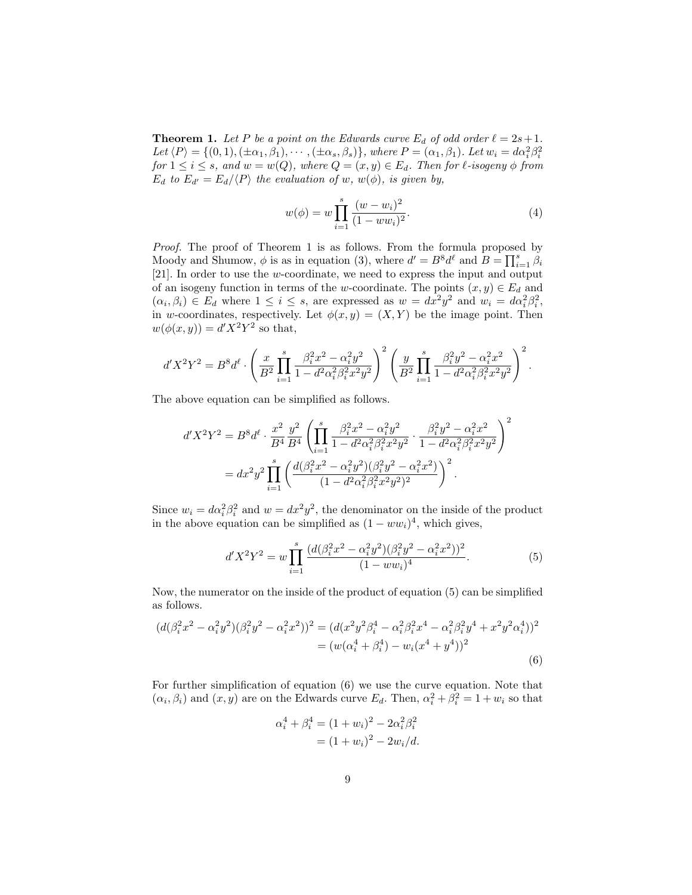**Theorem 1.** *Let $P$ be a point on the Edwards curve $E_d$ of odd order $\ell = 2s+1$. Let $\langle P \rangle = \{(0,1), (\pm\alpha_1, \beta_1), \cdots, (\pm\alpha_s, \beta_s)\}$, where $P = (\alpha_1, \beta_1)$. Let $w_i = d\alpha_i^2\beta_i^2$ for $1 \leq i \leq s$, and $w = w(Q)$, where $Q = (x, y) \in E_d$. Then for $\ell$-isogeny $\phi$ from $E_d$ to $E_{d'} = E_d/\langle P \rangle$ the evaluation of $w$, $w(\phi)$, is given by,*

$$w(\phi) = w \prod_{i=1}^{s} \frac{(w - w_i)^2}{(1 - ww_i)^2}. \tag{4}$$

*Proof.* The proof of Theorem 1 is as follows. From the formula proposed by Moody and Shumow, $\phi$ is as in equation (3), where $d' = B^8 d^\ell$ and $B = \prod_{i=1}^{s} \beta_i$ [21]. In order to use the $w$-coordinate, we need to express the input and output of an isogeny function in terms of the $w$-coordinate. The points $(x, y) \in E_d$ and $(\alpha_i, \beta_i) \in E_d$ where $1 \leq i \leq s$, are expressed as $w = dx^2y^2$ and $w_i = d\alpha_i^2\beta_i^2$, in $w$-coordinates, respectively. Let $\phi(x, y) = (X, Y)$ be the image point. Then $w(\phi(x, y)) = d'X^2Y^2$ so that,

$$d'X^2Y^2 = B^8 d^\ell \cdot \left( \frac{x}{B^2} \prod_{i=1}^{s} \frac{\beta_i^2 x^2 - \alpha_i^2 y^2}{1 - d^2\alpha_i^2\beta_i^2 x^2 y^2} \right)^2 \left( \frac{y}{B^2} \prod_{i=1}^{s} \frac{\beta_i^2 y^2 - \alpha_i^2 x^2}{1 - d^2\alpha_i^2\beta_i^2 x^2 y^2} \right)^2.$$

The above equation can be simplified as follows.

$$\begin{aligned} d'X^2Y^2 &= B^8 d^\ell \cdot \frac{x^2}{B^4} \frac{y^2}{B^4} \left( \prod_{i=1}^{s} \frac{\beta_i^2 x^2 - \alpha_i^2 y^2}{1 - d^2\alpha_i^2\beta_i^2 x^2 y^2} \cdot \frac{\beta_i^2 y^2 - \alpha_i^2 x^2}{1 - d^2\alpha_i^2\beta_i^2 x^2 y^2} \right)^2 \\ &= dx^2y^2 \prod_{i=1}^{s} \left( \frac{d(\beta_i^2 x^2 - \alpha_i^2 y^2)(\beta_i^2 y^2 - \alpha_i^2 x^2)}{(1 - d^2\alpha_i^2\beta_i^2 x^2 y^2)^2} \right)^2. \end{aligned}$$

Since $w_i = d\alpha_i^2\beta_i^2$ and $w = dx^2y^2$, the denominator on the inside of the product in the above equation can be simplified as $(1 - ww_i)^4$, which gives,

$$d'X^2Y^2 = w \prod_{i=1}^{s} \frac{(d(\beta_i^2 x^2 - \alpha_i^2 y^2)(\beta_i^2 y^2 - \alpha_i^2 x^2))^2}{(1 - ww_i)^4}. \tag{5}$$

Now, the numerator on the inside of the product of equation (5) can be simplified as follows.

$$\begin{aligned} (d(\beta_i^2 x^2 - \alpha_i^2 y^2)(\beta_i^2 y^2 - \alpha_i^2 x^2))^2 &= (d(x^2y^2\beta_i^4 - \alpha_i^2\beta_i^2 x^4 - \alpha_i^2\beta_i^2 y^4 + x^2y^2\alpha_i^4))^2 \\ &= (w(\alpha_i^4 + \beta_i^4) - w_i(x^4 + y^4))^2 \end{aligned} \tag{6}$$

For further simplification of equation (6) we use the curve equation. Note that $(\alpha_i, \beta_i)$ and $(x, y)$ are on the Edwards curve $E_d$. Then, $\alpha_i^2 + \beta_i^2 = 1 + w_i$ so that

$$\begin{aligned} \alpha_i^4 + \beta_i^4 &= (1 + w_i)^2 - 2\alpha_i^2\beta_i^2 \\ &= (1 + w_i)^2 - 2w_i/d. \end{aligned}$$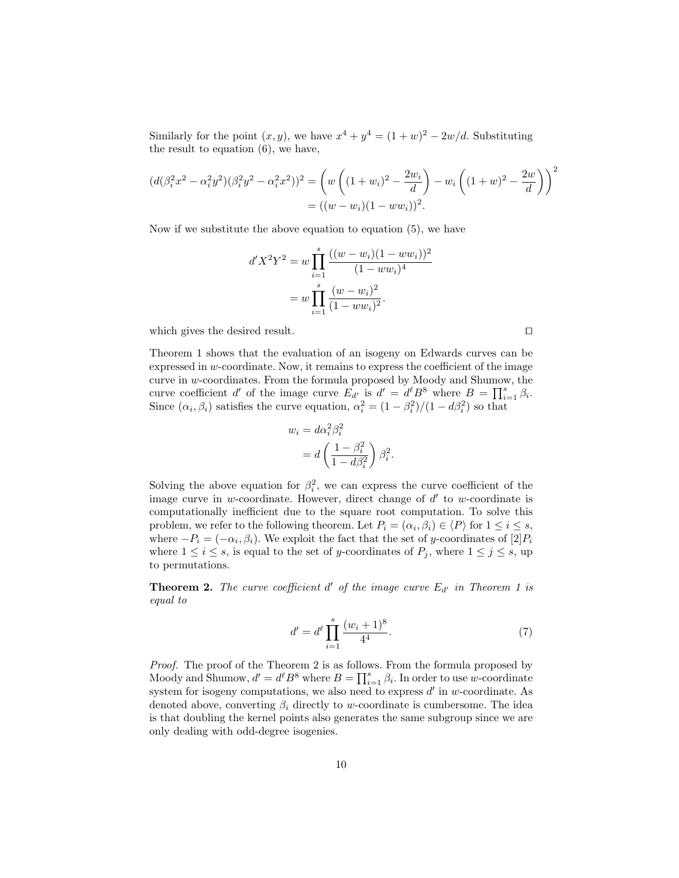Similarly for the point $(x, y)$, we have $x^4 + y^4 = (1+w)^2 - 2w/d$. Substituting the result to equation (6), we have,

$$
\begin{aligned}
(d(\beta_i^2 x^2 - \alpha_i^2 y^2)(\beta_i^2 y^2 - \alpha_i^2 x^2))^2 &= \left( w \left( (1+w_i)^2 - \frac{2w_i}{d} \right) - w_i \left( (1+w)^2 - \frac{2w}{d} \right) \right)^2 \\
&= ((w - w_i)(1 - ww_i))^2.
\end{aligned}
$$

Now if we substitute the above equation to equation (5), we have

$$
\begin{aligned}
d' X^2 Y^2 &= w \prod_{i=1}^{s} \frac{((w - w_i)(1 - ww_i))^2}{(1 - ww_i)^4} \\
&= w \prod_{i=1}^{s} \frac{(w - w_i)^2}{(1 - ww_i)^2}.
\end{aligned}
$$

which gives the desired result. □

Theorem 1 shows that the evaluation of an isogeny on Edwards curves can be expressed in $w$-coordinate. Now, it remains to express the coefficient of the image curve in $w$-coordinates. From the formula proposed by Moody and Shumow, the curve coefficient $d'$ of the image curve $E_{d'}$ is $d' = d^\ell B^8$ where $B = \prod_{i=1}^{s} \beta_i$. Since $(\alpha_i, \beta_i)$ satisfies the curve equation, $\alpha_i^2 = (1 - \beta_i^2)/(1 - d\beta_i^2)$ so that

$$
\begin{aligned}
w_i &= d\alpha_i^2 \beta_i^2 \\
&= d \left( \frac{1 - \beta_i^2}{1 - d\beta_i^2} \right) \beta_i^2.
\end{aligned}
$$

Solving the above equation for $\beta_i^2$, we can express the curve coefficient of the image curve in $w$-coordinate. However, direct change of $d'$ to $w$-coordinate is computationally inefficient due to the square root computation. To solve this problem, we refer to the following theorem. Let $P_i = (\alpha_i, \beta_i) \in \langle P \rangle$ for $1 \le i \le s$, where $-P_i = (-\alpha_i, \beta_i)$. We exploit the fact that the set of $y$-coordinates of $[2]P_i$ where $1 \le i \le s$, is equal to the set of $y$-coordinates of $P_j$, where $1 \le j \le s$, up to permutations.

**Theorem 2.** *The curve coefficient $d'$ of the image curve $E_{d'}$ in Theorem 1 is equal to*

$$
d' = d^\ell \prod_{i=1}^{s} \frac{(w_i + 1)^8}{4^4}. \tag{7}
$$

*Proof.* The proof of the Theorem 2 is as follows. From the formula proposed by Moody and Shumow, $d' = d^\ell B^8$ where $B = \prod_{i=1}^{s} \beta_i$. In order to use $w$-coordinate system for isogeny computations, we also need to express $d'$ in $w$-coordinate. As denoted above, converting $\beta_i$ directly to $w$-coordinate is cumbersome. The idea is that doubling the kernel points also generates the same subgroup since we are only dealing with odd-degree isogenies.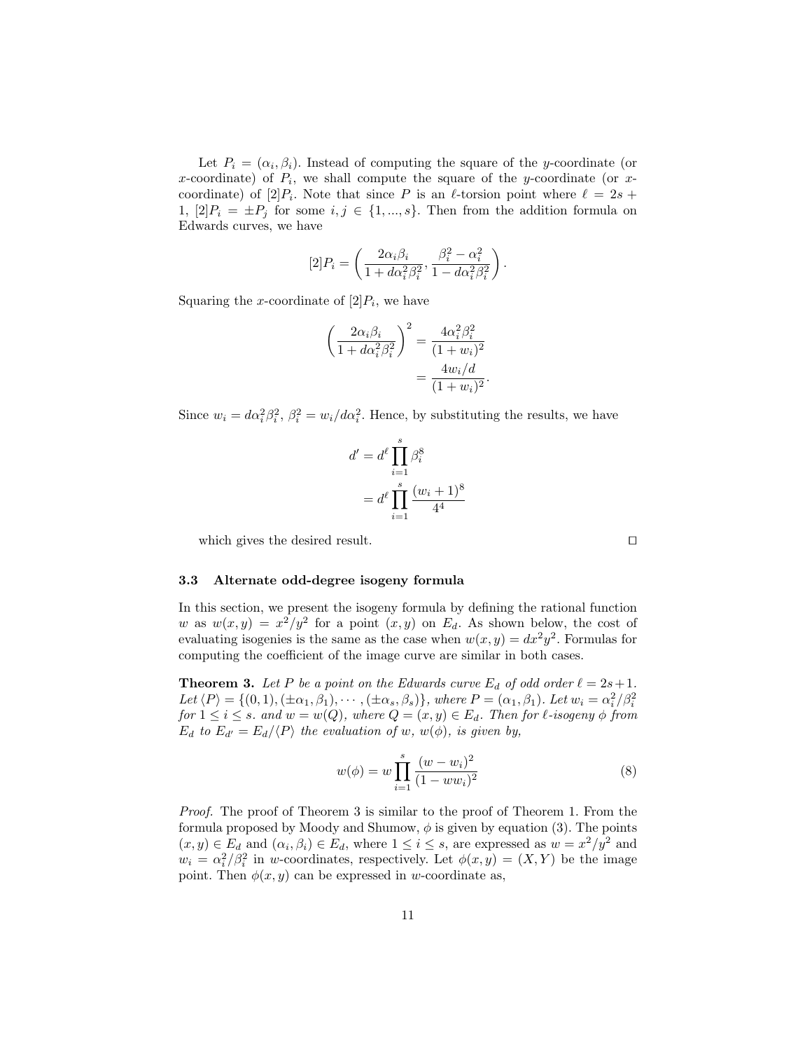Let $P_i = (\alpha_i, \beta_i)$. Instead of computing the square of the $y$-coordinate (or $x$-coordinate) of $P_i$, we shall compute the square of the $y$-coordinate (or $x$-coordinate) of $[2]P_i$. Note that since $P$ is an $\ell$-torsion point where $\ell = 2s + 1$, $[2]P_i = \pm P_j$ for some $i, j \in \{1, ..., s\}$. Then from the addition formula on Edwards curves, we have

$$[2]P_i = \left( \frac{2\alpha_i \beta_i}{1 + d\alpha_i^2 \beta_i^2}, \frac{\beta_i^2 - \alpha_i^2}{1 - d\alpha_i^2 \beta_i^2} \right).$$

Squaring the $x$-coordinate of $[2]P_i$, we have

$$\begin{aligned}\left( \frac{2\alpha_i \beta_i}{1 + d\alpha_i^2 \beta_i^2} \right)^2 &= \frac{4\alpha_i^2 \beta_i^2}{(1 + w_i)^2} \\ &= \frac{4w_i/d}{(1 + w_i)^2}.\end{aligned}$$

Since $w_i = d\alpha_i^2\beta_i^2$, $\beta_i^2 = w_i/d\alpha_i^2$. Hence, by substituting the results, we have

$$\begin{aligned}d' &= d^\ell \prod_{i=1}^{s} \beta_i^8 \\ &= d^\ell \prod_{i=1}^{s} \frac{(w_i + 1)^8}{4^4}\end{aligned}$$

which gives the desired result. □

### 3.3 Alternate odd-degree isogeny formula

In this section, we present the isogeny formula by defining the rational function $w$ as $w(x, y) = x^2/y^2$ for a point $(x, y)$ on $E_d$. As shown below, the cost of evaluating isogenies is the same as the case when $w(x, y) = dx^2y^2$. Formulas for computing the coefficient of the image curve are similar in both cases.

**Theorem 3.** *Let $P$ be a point on the Edwards curve $E_d$ of odd order $\ell = 2s+1$. Let $\langle P \rangle = \{(0, 1), (\pm\alpha_1, \beta_1), \cdots, (\pm\alpha_s, \beta_s)\}$, where $P = (\alpha_1, \beta_1)$. Let $w_i = \alpha_i^2/\beta_i^2$ for $1 \leq i \leq s$. and $w = w(Q)$, where $Q = (x, y) \in E_d$. Then for $\ell$-isogeny $\phi$ from $E_d$ to $E_{d'} = E_d/\langle P \rangle$ the evaluation of $w$, $w(\phi)$, is given by,*

$$w(\phi) = w \prod_{i=1}^{s} \frac{(w - w_i)^2}{(1 - ww_i)^2} \tag{8}$$

*Proof.* The proof of Theorem 3 is similar to the proof of Theorem 1. From the formula proposed by Moody and Shumow, $\phi$ is given by equation (3). The points $(x, y) \in E_d$ and $(\alpha_i, \beta_i) \in E_d$, where $1 \leq i \leq s$, are expressed as $w = x^2/y^2$ and $w_i = \alpha_i^2/\beta_i^2$ in $w$-coordinates, respectively. Let $\phi(x, y) = (X, Y)$ be the image point. Then $\phi(x, y)$ can be expressed in $w$-coordinate as,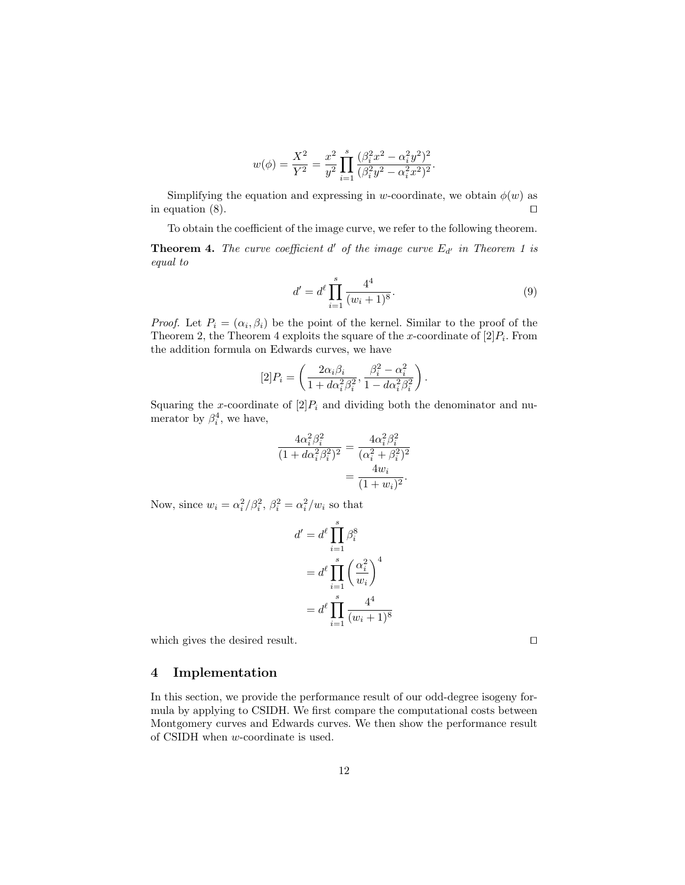$$w(\phi) = \frac{X^2}{Y^2} = \frac{x^2}{y^2} \prod_{i=1}^{s} \frac{(\beta_i^2 x^2 - \alpha_i^2 y^2)^2}{(\beta_i^2 y^2 - \alpha_i^2 x^2)^2}.$$

Simplifying the equation and expressing in $w$-coordinate, we obtain $\phi(w)$ as in equation (8). □

To obtain the coefficient of the image curve, we refer to the following theorem.

**Theorem 4.** *The curve coefficient $d'$ of the image curve $E_{d'}$ in Theorem 1 is equal to*

$$d' = d^\ell \prod_{i=1}^{s} \frac{4^4}{(w_i + 1)^8}. \tag{9}$$

*Proof.* Let $P_i = (\alpha_i, \beta_i)$ be the point of the kernel. Similar to the proof of the Theorem 2, the Theorem 4 exploits the square of the $x$-coordinate of $[2]P_i$. From the addition formula on Edwards curves, we have

$$[2]P_i = \left( \frac{2\alpha_i \beta_i}{1 + d\alpha_i^2 \beta_i^2}, \frac{\beta_i^2 - \alpha_i^2}{1 - d\alpha_i^2 \beta_i^2} \right).$$

Squaring the $x$-coordinate of $[2]P_i$ and dividing both the denominator and numerator by $\beta_i^4$, we have,

$$\begin{aligned} \frac{4\alpha_i^2 \beta_i^2}{(1 + d\alpha_i^2 \beta_i^2)^2} &= \frac{4\alpha_i^2 \beta_i^2}{(\alpha_i^2 + \beta_i^2)^2} \\ &= \frac{4w_i}{(1 + w_i)^2}. \end{aligned}$$

Now, since $w_i = \alpha_i^2 / \beta_i^2$, $\beta_i^2 = \alpha_i^2 / w_i$ so that

$$\begin{aligned} d' &= d^\ell \prod_{i=1}^{s} \beta_i^8 \\ &= d^\ell \prod_{i=1}^{s} \left( \frac{\alpha_i^2}{w_i} \right)^4 \\ &= d^\ell \prod_{i=1}^{s} \frac{4^4}{(w_i + 1)^8} \end{aligned}$$

which gives the desired result. □

## 4 Implementation

In this section, we provide the performance result of our odd-degree isogeny formula by applying to CSIDH. We first compare the computational costs between Montgomery curves and Edwards curves. We then show the performance result of CSIDH when $w$-coordinate is used.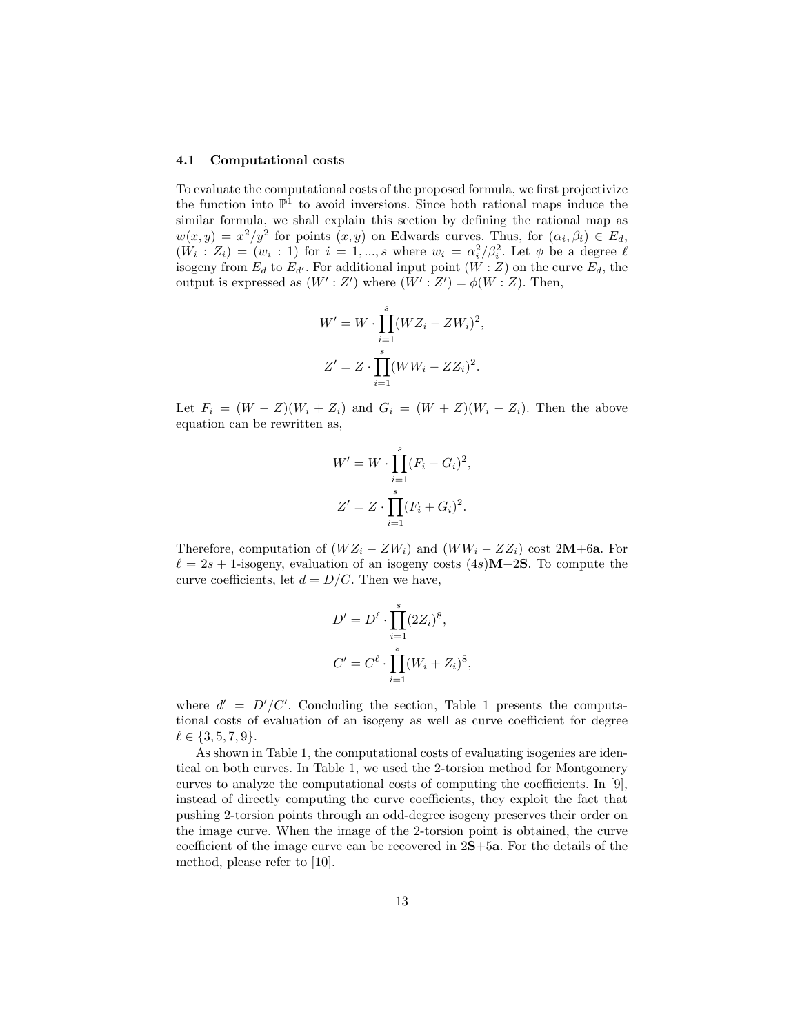### 4.1 Computational costs

To evaluate the computational costs of the proposed formula, we first projectivize the function into $\mathbb{P}^1$ to avoid inversions. Since both rational maps induce the similar formula, we shall explain this section by defining the rational map as $w(x, y) = x^2/y^2$ for points $(x, y)$ on Edwards curves. Thus, for $(\alpha_i, \beta_i) \in E_d$, $(W_i : Z_i) = (w_i : 1)$ for $i = 1, ..., s$ where $w_i = \alpha_i^2/\beta_i^2$. Let $\phi$ be a degree $\ell$ isogeny from $E_d$ to $E_{d'}$. For additional input point $(W : Z)$ on the curve $E_d$, the output is expressed as $(W' : Z')$ where $(W' : Z') = \phi(W : Z)$. Then,

$$W' = W \cdot \prod_{i=1}^{s} (WZ_i - ZW_i)^2,$$

$$Z' = Z \cdot \prod_{i=1}^{s} (WW_i - ZZ_i)^2.$$

Let $F_i = (W - Z)(W_i + Z_i)$ and $G_i = (W + Z)(W_i - Z_i)$. Then the above equation can be rewritten as,

$$W' = W \cdot \prod_{i=1}^{s} (F_i - G_i)^2,$$

$$Z' = Z \cdot \prod_{i=1}^{s} (F_i + G_i)^2.$$

Therefore, computation of $(WZ_i - ZW_i)$ and $(WW_i - ZZ_i)$ cost $2\mathbf{M}$+$6\mathbf{a}$. For $\ell = 2s + 1$-isogeny, evaluation of an isogeny costs $(4s)\mathbf{M}$+$2\mathbf{S}$. To compute the curve coefficients, let $d = D/C$. Then we have,

$$D' = D^\ell \cdot \prod_{i=1}^{s} (2Z_i)^8,$$

$$C' = C^\ell \cdot \prod_{i=1}^{s} (W_i + Z_i)^8,$$

where $d' = D'/C'$. Concluding the section, Table 1 presents the computational costs of evaluation of an isogeny as well as curve coefficient for degree $\ell \in \{3, 5, 7, 9\}$.

As shown in Table 1, the computational costs of evaluating isogenies are identical on both curves. In Table 1, we used the 2-torsion method for Montgomery curves to analyze the computational costs of computing the coefficients. In [9], instead of directly computing the curve coefficients, they exploit the fact that pushing 2-torsion points through an odd-degree isogeny preserves their order on the image curve. When the image of the 2-torsion point is obtained, the curve coefficient of the image curve can be recovered in $2\mathbf{S}$+$5\mathbf{a}$. For the details of the method, please refer to [10].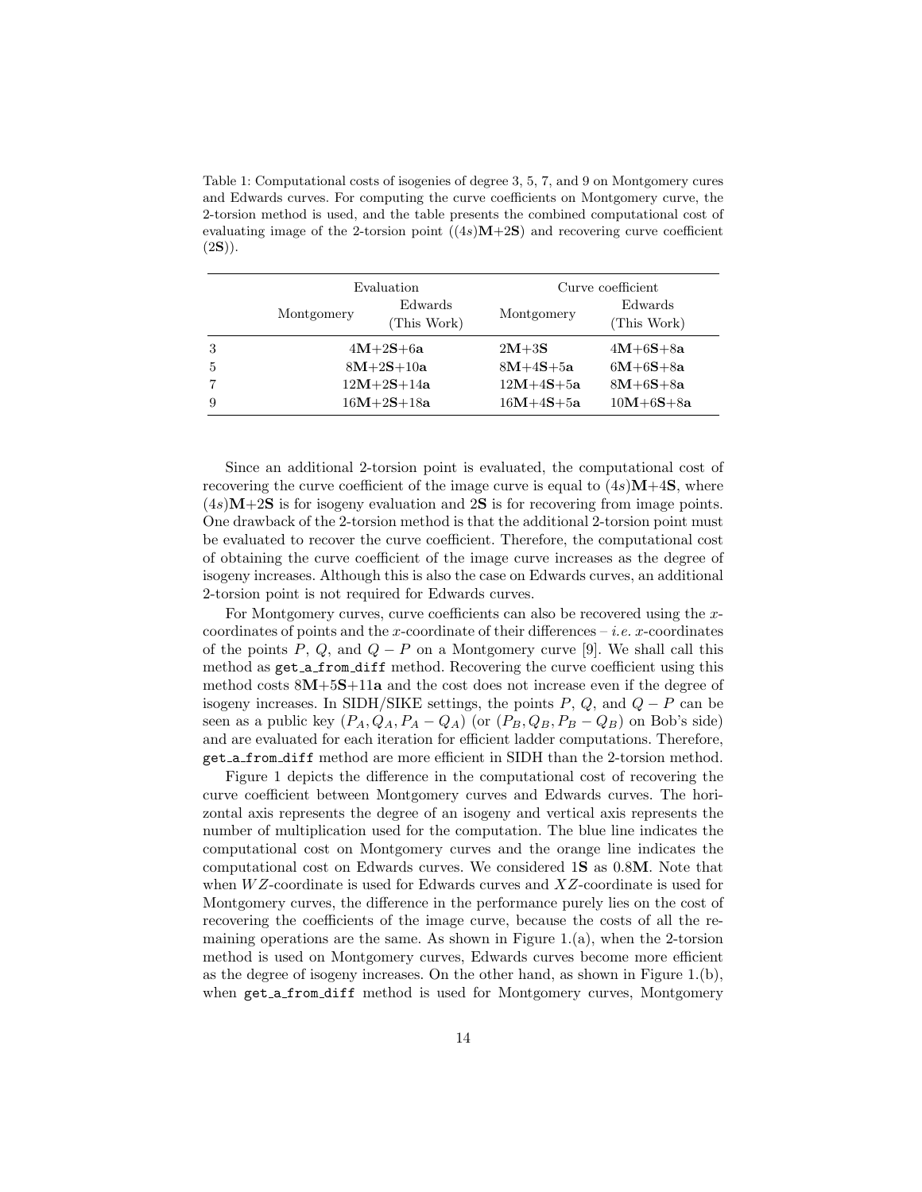Table 1: Computational costs of isogenies of degree 3, 5, 7, and 9 on Montgomery cures and Edwards curves. For computing the curve coefficients on Montgomery curve, the 2-torsion method is used, and the table presents the combined computational cost of evaluating image of the 2-torsion point ($(4s)$**M**+2**S**) and recovering curve coefficient (2**S**)).

| | Evaluation | | Curve coefficient | |
|---|---|---|---|---|
| | Montgomery | Edwards (This Work) | Montgomery | Edwards (This Work) |
| 3 | 4**M**+2**S**+6**a** | | 2**M**+3**S** | 4**M**+6**S**+8**a** |
| 5 | 8**M**+2**S**+10**a** | | 8**M**+4**S**+5**a** | 6**M**+6**S**+8**a** |
| 7 | 12**M**+2**S**+14**a** | | 12**M**+4**S**+5**a** | 8**M**+6**S**+8**a** |
| 9 | 16**M**+2**S**+18**a** | | 16**M**+4**S**+5**a** | 10**M**+6**S**+8**a** |

Since an additional 2-torsion point is evaluated, the computational cost of recovering the curve coefficient of the image curve is equal to $(4s)$**M**+4**S**, where $(4s)$**M**+2**S** is for isogeny evaluation and 2**S** is for recovering from image points. One drawback of the 2-torsion method is that the additional 2-torsion point must be evaluated to recover the curve coefficient. Therefore, the computational cost of obtaining the curve coefficient of the image curve increases as the degree of isogeny increases. Although this is also the case on Edwards curves, an additional 2-torsion point is not required for Edwards curves.

For Montgomery curves, curve coefficients can also be recovered using the $x$-coordinates of points and the $x$-coordinate of their differences – *i.e.* $x$-coordinates of the points $P$, $Q$, and $Q-P$ on a Montgomery curve [9]. We shall call this method as `get_a_from_diff` method. Recovering the curve coefficient using this method costs 8**M**+5**S**+11**a** and the cost does not increase even if the degree of isogeny increases. In SIDH/SIKE settings, the points $P$, $Q$, and $Q-P$ can be seen as a public key $(P_A, Q_A, P_A - Q_A)$ (or $(P_B, Q_B, P_B - Q_B)$ on Bob's side) and are evaluated for each iteration for efficient ladder computations. Therefore, `get_a_from_diff` method are more efficient in SIDH than the 2-torsion method.

Figure 1 depicts the difference in the computational cost of recovering the curve coefficient between Montgomery curves and Edwards curves. The horizontal axis represents the degree of an isogeny and vertical axis represents the number of multiplication used for the computation. The blue line indicates the computational cost on Montgomery curves and the orange line indicates the computational cost on Edwards curves. We considered 1**S** as 0.8**M**. Note that when $WZ$-coordinate is used for Edwards curves and $XZ$-coordinate is used for Montgomery curves, the difference in the performance purely lies on the cost of recovering the coefficients of the image curve, because the costs of all the remaining operations are the same. As shown in Figure 1.(a), when the 2-torsion method is used on Montgomery curves, Edwards curves become more efficient as the degree of isogeny increases. On the other hand, as shown in Figure 1.(b), when `get_a_from_diff` method is used for Montgomery curves, Montgomery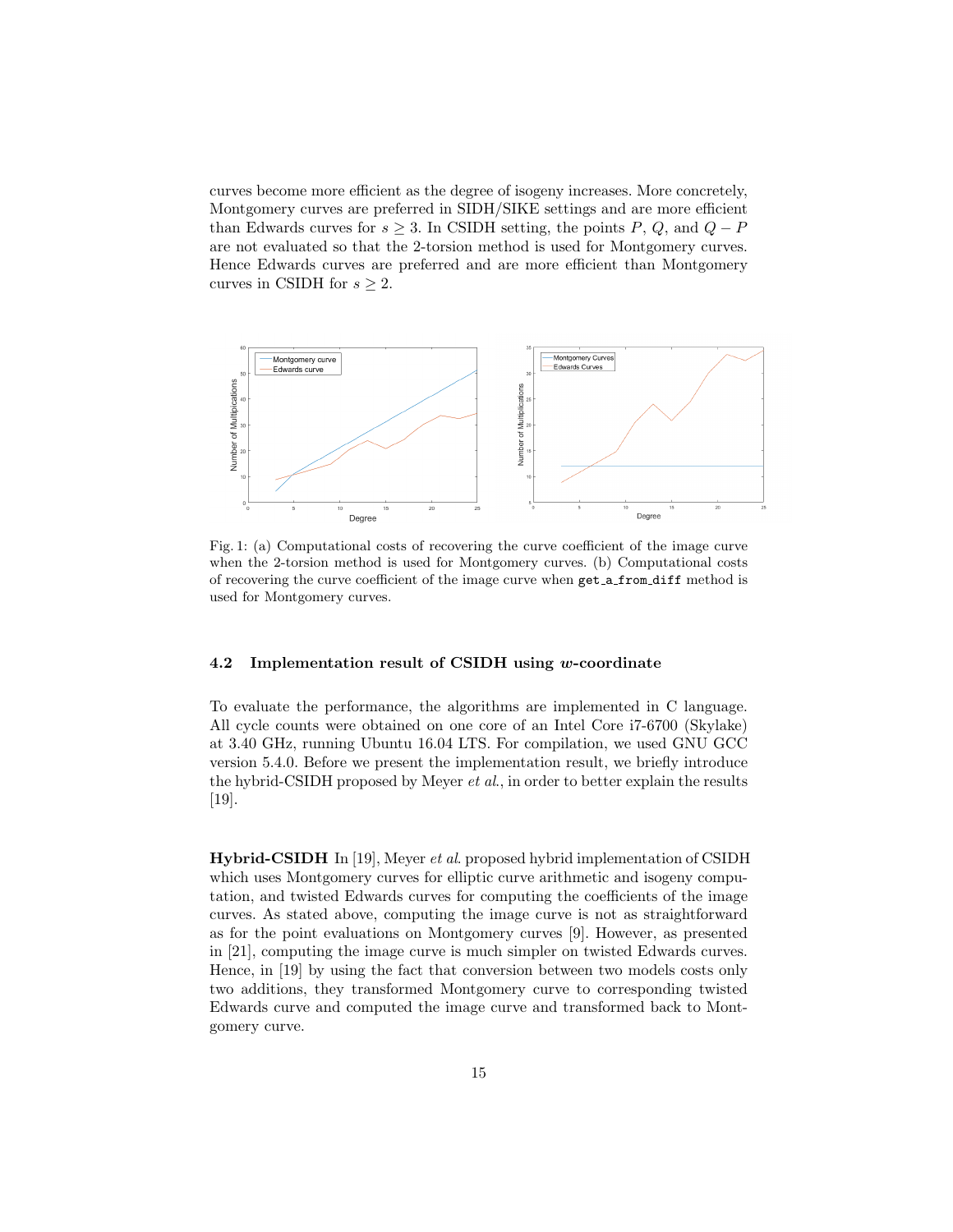curves become more efficient as the degree of isogeny increases. More concretely, Montgomery curves are preferred in SIDH/SIKE settings and are more efficient than Edwards curves for $s \geq 3$. In CSIDH setting, the points $P$, $Q$, and $Q - P$ are not evaluated so that the 2-torsion method is used for Montgomery curves. Hence Edwards curves are preferred and are more efficient than Montgomery curves in CSIDH for $s \geq 2$.

Fig. 1: (a) Computational costs of recovering the curve coefficient of the image curve when the 2-torsion method is used for Montgomery curves. (b) Computational costs of recovering the curve coefficient of the image curve when `get_a_from_diff` method is used for Montgomery curves.

### 4.2 Implementation result of CSIDH using $w$-coordinate

To evaluate the performance, the algorithms are implemented in C language. All cycle counts were obtained on one core of an Intel Core i7-6700 (Skylake) at 3.40 GHz, running Ubuntu 16.04 LTS. For compilation, we used GNU GCC version 5.4.0. Before we present the implementation result, we briefly introduce the hybrid-CSIDH proposed by Meyer *et al.*, in order to better explain the results [19].

**Hybrid-CSIDH** In [19], Meyer *et al.* proposed hybrid implementation of CSIDH which uses Montgomery curves for elliptic curve arithmetic and isogeny computation, and twisted Edwards curves for computing the coefficients of the image curves. As stated above, computing the image curve is not as straightforward as for the point evaluations on Montgomery curves [9]. However, as presented in [21], computing the image curve is much simpler on twisted Edwards curves. Hence, in [19] by using the fact that conversion between two models costs only two additions, they transformed Montgomery curve to corresponding twisted Edwards curve and computed the image curve and transformed back to Montgomery curve.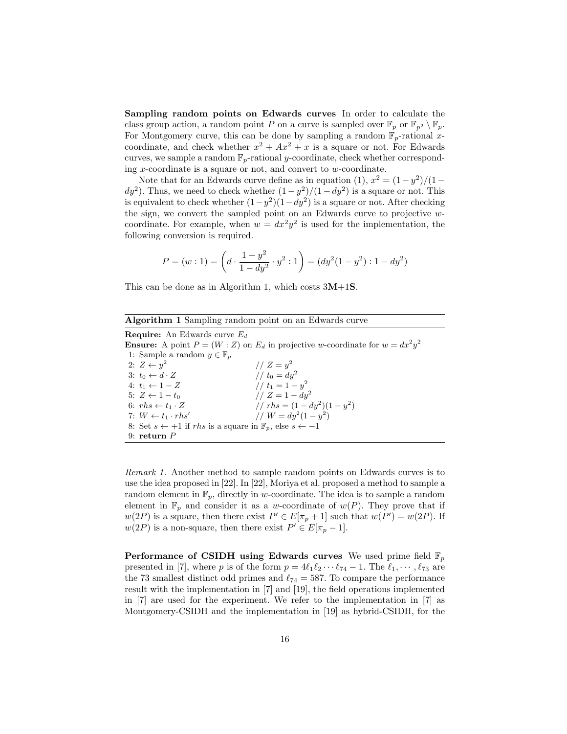**Sampling random points on Edwards curves** In order to calculate the class group action, a random point $P$ on a curve is sampled over $\mathbb{F}_p$ or $\mathbb{F}_{p^2} \setminus \mathbb{F}_p$. For Montgomery curve, this can be done by sampling a random $\mathbb{F}_p$-rational $x$-coordinate, and check whether $x^2 + Ax^2 + x$ is a square or not. For Edwards curves, we sample a random $\mathbb{F}_p$-rational $y$-coordinate, check whether corresponding $x$-coordinate is a square or not, and convert to $w$-coordinate.

Note that for an Edwards curve define as in equation (1), $x^2 = (1-y^2)/(1-dy^2)$. Thus, we need to check whether $(1-y^2)/(1-dy^2)$ is a square or not. This is equivalent to check whether $(1-y^2)(1-dy^2)$ is a square or not. After checking the sign, we convert the sampled point on an Edwards curve to projective $w$-coordinate. For example, when $w = dx^2y^2$ is used for the implementation, the following conversion is required.

$$P = (w : 1) = \left( d \cdot \frac{1-y^2}{1-dy^2} \cdot y^2 : 1 \right) = (dy^2(1-y^2) : 1 - dy^2)$$

This can be done as in Algorithm 1, which costs 3**M**+1**S**.

**Algorithm 1** Sampling random point on an Edwards curve

**Require:** An Edwards curve $E_d$
**Ensure:** A point $P = (W : Z)$ on $E_d$ in projective $w$-coordinate for $w = dx^2y^2$

1: Sample a random $y \in \mathbb{F}_p$
2: $Z \leftarrow y^2$ // $Z = y^2$
3: $t_0 \leftarrow d \cdot Z$ // $t_0 = dy^2$
4: $t_1 \leftarrow 1 - Z$ // $t_1 = 1 - y^2$
5: $Z \leftarrow 1 - t_0$ // $Z = 1 - dy^2$
6: $rhs \leftarrow t_1 \cdot Z$ // $rhs = (1-dy^2)(1-y^2)$
7: $W \leftarrow t_1 \cdot rhs'$ // $W = dy^2(1-y^2)$
8: Set $s \leftarrow +1$ if $rhs$ is a square in $\mathbb{F}_p$, else $s \leftarrow -1$
9: **return** $P$

*Remark 1.* Another method to sample random points on Edwards curves is to use the idea proposed in [22]. In [22], Moriya et al. proposed a method to sample a random element in $\mathbb{F}_p$, directly in $w$-coordinate. The idea is to sample a random element in $\mathbb{F}_p$ and consider it as a $w$-coordinate of $w(P)$. They prove that if $w(2P)$ is a square, then there exist $P' \in E[\pi_p + 1]$ such that $w(P') = w(2P)$. If $w(2P)$ is a non-square, then there exist $P' \in E[\pi_p - 1]$.

**Performance of CSIDH using Edwards curves** We used prime field $\mathbb{F}_p$ presented in [7], where $p$ is of the form $p = 4\ell_1\ell_2 \cdots \ell_{74} - 1$. The $\ell_1, \cdots, \ell_{73}$ are the 73 smallest distinct odd primes and $\ell_{74} = 587$. To compare the performance result with the implementation in [7] and [19], the field operations implemented in [7] are used for the experiment. We refer to the implementation in [7] as Montgomery-CSIDH and the implementation in [19] as hybrid-CSIDH, for the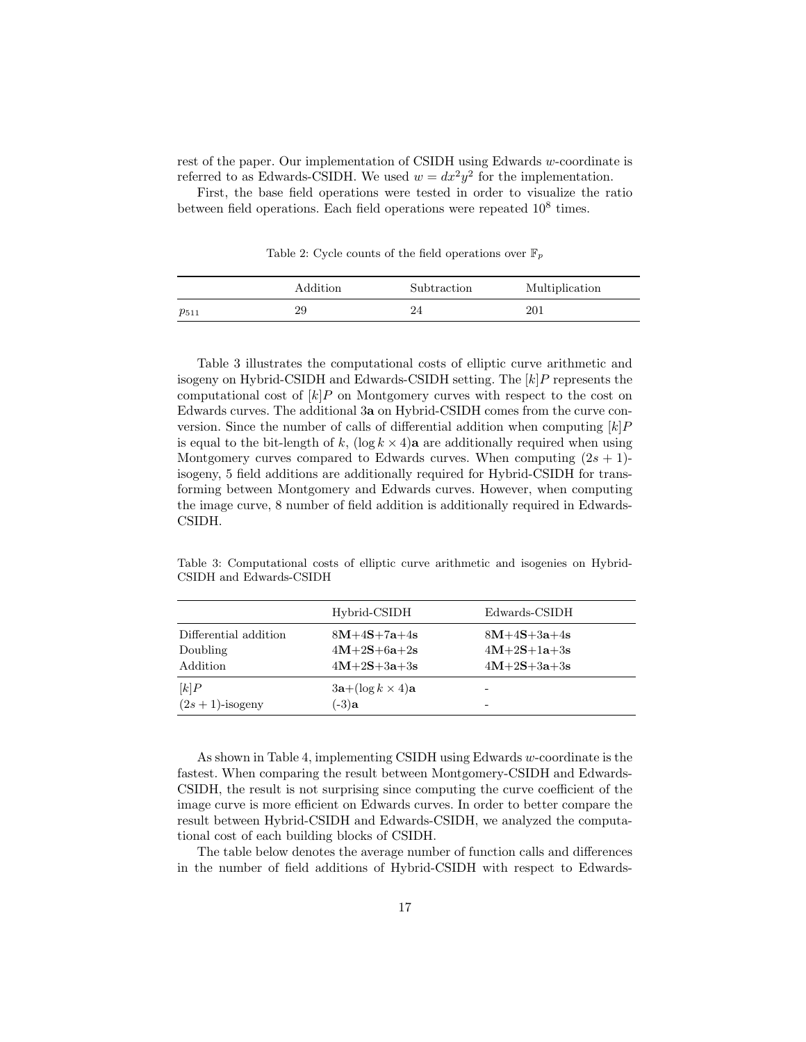rest of the paper. Our implementation of CSIDH using Edwards $w$-coordinate is referred to as Edwards-CSIDH. We used $w = dx^2y^2$ for the implementation.

First, the base field operations were tested in order to visualize the ratio between field operations. Each field operations were repeated $10^8$ times.

Table 2: Cycle counts of the field operations over $\mathbb{F}_p$

| | Addition | Subtraction | Multiplication |
|---|---|---|---|
| $p_{511}$ | 29 | 24 | 201 |

Table 3 illustrates the computational costs of elliptic curve arithmetic and isogeny on Hybrid-CSIDH and Edwards-CSIDH setting. The $[k]P$ represents the computational cost of $[k]P$ on Montgomery curves with respect to the cost on Edwards curves. The additional 3**a** on Hybrid-CSIDH comes from the curve conversion. Since the number of calls of differential addition when computing $[k]P$ is equal to the bit-length of $k$, $(\log k \times 4)\mathbf{a}$ are additionally required when using Montgomery curves compared to Edwards curves. When computing $(2s+1)$-isogeny, 5 field additions are additionally required for Hybrid-CSIDH for transforming between Montgomery and Edwards curves. However, when computing the image curve, 8 number of field addition is additionally required in Edwards-CSIDH.

Table 3: Computational costs of elliptic curve arithmetic and isogenies on Hybrid-CSIDH and Edwards-CSIDH

| | Hybrid-CSIDH | Edwards-CSIDH |
|---|---|---|
| Differential addition | $8\mathbf{M}+4\mathbf{S}+7\mathbf{a}+4\mathbf{s}$ | $8\mathbf{M}+4\mathbf{S}+3\mathbf{a}+4\mathbf{s}$ |
| Doubling | $4\mathbf{M}+2\mathbf{S}+6\mathbf{a}+2\mathbf{s}$ | $4\mathbf{M}+2\mathbf{S}+1\mathbf{a}+3\mathbf{s}$ |
| Addition | $4\mathbf{M}+2\mathbf{S}+3\mathbf{a}+3\mathbf{s}$ | $4\mathbf{M}+2\mathbf{S}+3\mathbf{a}+3\mathbf{s}$ |
| $[k]P$ | $3\mathbf{a}+(\log k \times 4)\mathbf{a}$ | - |
| $(2s+1)$-isogeny | $(-3)\mathbf{a}$ | - |

As shown in Table 4, implementing CSIDH using Edwards $w$-coordinate is the fastest. When comparing the result between Montgomery-CSIDH and Edwards-CSIDH, the result is not surprising since computing the curve coefficient of the image curve is more efficient on Edwards curves. In order to better compare the result between Hybrid-CSIDH and Edwards-CSIDH, we analyzed the computational cost of each building blocks of CSIDH.

The table below denotes the average number of function calls and differences in the number of field additions of Hybrid-CSIDH with respect to Edwards-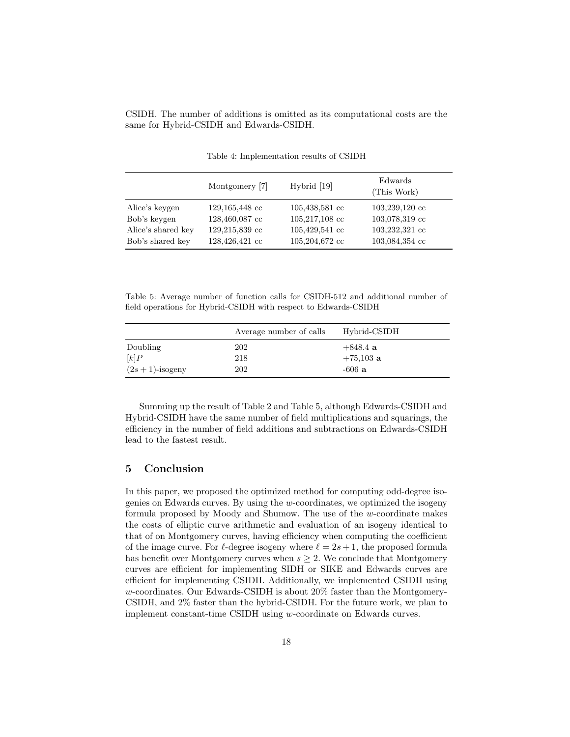CSIDH. The number of additions is omitted as its computational costs are the same for Hybrid-CSIDH and Edwards-CSIDH.

Table 4: Implementation results of CSIDH

| | Montgomery [7] | Hybrid [19] | Edwards (This Work) |
|---|---|---|---|
| Alice's keygen | 129,165,448 cc | 105,438,581 cc | 103,239,120 cc |
| Bob's keygen | 128,460,087 cc | 105,217,108 cc | 103,078,319 cc |
| Alice's shared key | 129,215,839 cc | 105,429,541 cc | 103,232,321 cc |
| Bob's shared key | 128,426,421 cc | 105,204,672 cc | 103,084,354 cc |

Table 5: Average number of function calls for CSIDH-512 and additional number of field operations for Hybrid-CSIDH with respect to Edwards-CSIDH

| | Average number of calls | Hybrid-CSIDH |
|---|---|---|
| Doubling | 202 | $+848.4$ **a** |
| $[k]P$ | 218 | $+75{,}103$ **a** |
| $(2s+1)$-isogeny | 202 | $-606$ **a** |

Summing up the result of Table 2 and Table 5, although Edwards-CSIDH and Hybrid-CSIDH have the same number of field multiplications and squarings, the efficiency in the number of field additions and subtractions on Edwards-CSIDH lead to the fastest result.

## 5 Conclusion

In this paper, we proposed the optimized method for computing odd-degree isogenies on Edwards curves. By using the $w$-coordinates, we optimized the isogeny formula proposed by Moody and Shumow. The use of the $w$-coordinate makes the costs of elliptic curve arithmetic and evaluation of an isogeny identical to that of on Montgomery curves, having efficiency when computing the coefficient of the image curve. For $\ell$-degree isogeny where $\ell = 2s + 1$, the proposed formula has benefit over Montgomery curves when $s \geq 2$. We conclude that Montgomery curves are efficient for implementing SIDH or SIKE and Edwards curves are efficient for implementing CSIDH. Additionally, we implemented CSIDH using $w$-coordinates. Our Edwards-CSIDH is about 20% faster than the Montgomery-CSIDH, and 2% faster than the hybrid-CSIDH. For the future work, we plan to implement constant-time CSIDH using $w$-coordinate on Edwards curves.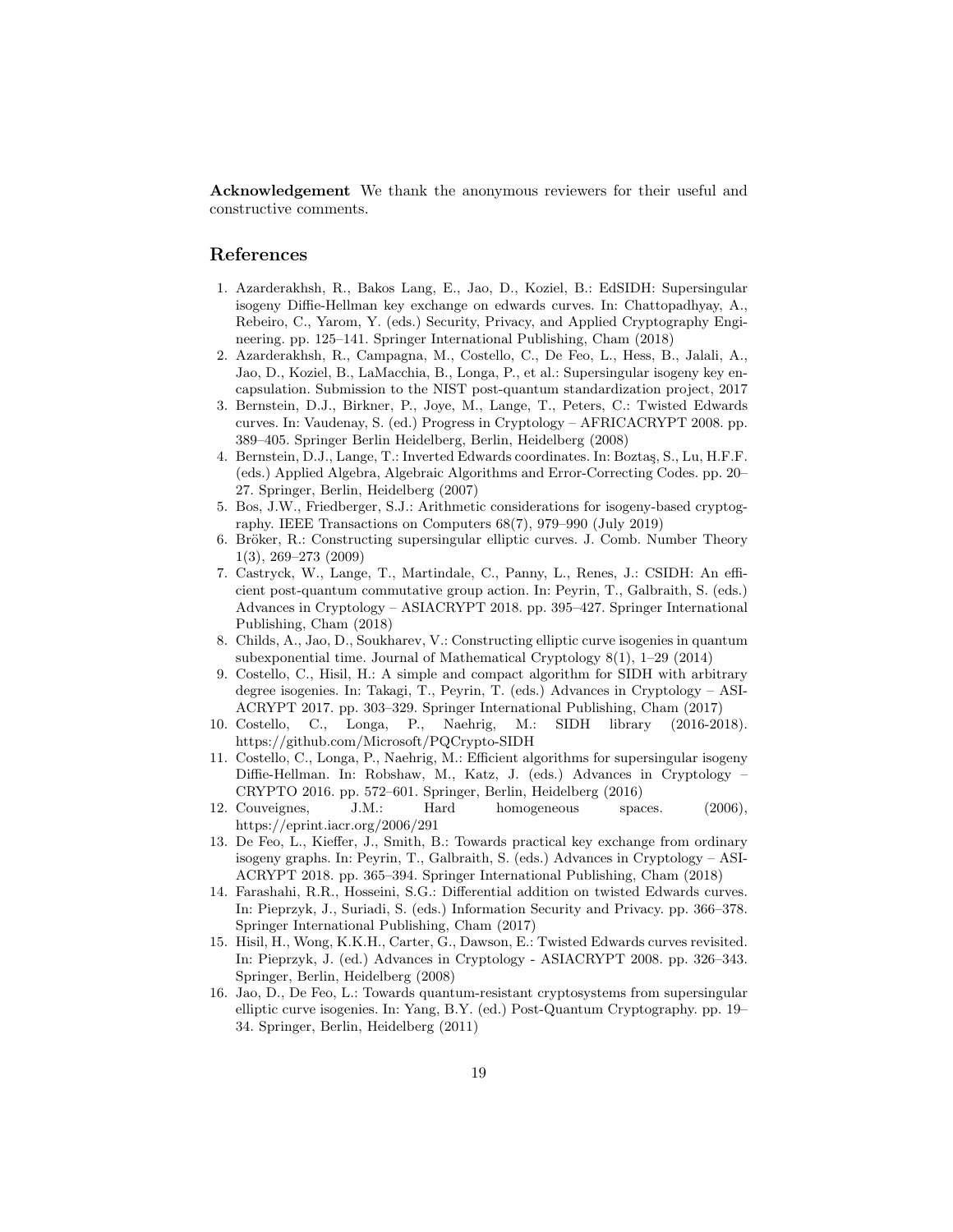**Acknowledgement** We thank the anonymous reviewers for their useful and constructive comments.

## References

1. Azarderakhsh, R., Bakos Lang, E., Jao, D., Koziel, B.: EdSIDH: Supersingular isogeny Diffie-Hellman key exchange on edwards curves. In: Chattopadhyay, A., Rebeiro, C., Yarom, Y. (eds.) Security, Privacy, and Applied Cryptography Engineering. pp. 125–141. Springer International Publishing, Cham (2018)
2. Azarderakhsh, R., Campagna, M., Costello, C., De Feo, L., Hess, B., Jalali, A., Jao, D., Koziel, B., LaMacchia, B., Longa, P., et al.: Supersingular isogeny key encapsulation. Submission to the NIST post-quantum standardization project, 2017
3. Bernstein, D.J., Birkner, P., Joye, M., Lange, T., Peters, C.: Twisted Edwards curves. In: Vaudenay, S. (ed.) Progress in Cryptology – AFRICACRYPT 2008. pp. 389–405. Springer Berlin Heidelberg, Berlin, Heidelberg (2008)
4. Bernstein, D.J., Lange, T.: Inverted Edwards coordinates. In: Boztaş, S., Lu, H.F.F. (eds.) Applied Algebra, Algebraic Algorithms and Error-Correcting Codes. pp. 20–27. Springer, Berlin, Heidelberg (2007)
5. Bos, J.W., Friedberger, S.J.: Arithmetic considerations for isogeny-based cryptography. IEEE Transactions on Computers 68(7), 979–990 (July 2019)
6. Bröker, R.: Constructing supersingular elliptic curves. J. Comb. Number Theory 1(3), 269–273 (2009)
7. Castryck, W., Lange, T., Martindale, C., Panny, L., Renes, J.: CSIDH: An efficient post-quantum commutative group action. In: Peyrin, T., Galbraith, S. (eds.) Advances in Cryptology – ASIACRYPT 2018. pp. 395–427. Springer International Publishing, Cham (2018)
8. Childs, A., Jao, D., Soukharev, V.: Constructing elliptic curve isogenies in quantum subexponential time. Journal of Mathematical Cryptology 8(1), 1–29 (2014)
9. Costello, C., Hisil, H.: A simple and compact algorithm for SIDH with arbitrary degree isogenies. In: Takagi, T., Peyrin, T. (eds.) Advances in Cryptology – ASIACRYPT 2017. pp. 303–329. Springer International Publishing, Cham (2017)
10. Costello, C., Longa, P., Naehrig, M.: SIDH library (2016-2018). https://github.com/Microsoft/PQCrypto-SIDH
11. Costello, C., Longa, P., Naehrig, M.: Efficient algorithms for supersingular isogeny Diffie-Hellman. In: Robshaw, M., Katz, J. (eds.) Advances in Cryptology – CRYPTO 2016. pp. 572–601. Springer, Berlin, Heidelberg (2016)
12. Couveignes, J.M.: Hard homogeneous spaces. (2006), https://eprint.iacr.org/2006/291
13. De Feo, L., Kieffer, J., Smith, B.: Towards practical key exchange from ordinary isogeny graphs. In: Peyrin, T., Galbraith, S. (eds.) Advances in Cryptology – ASIACRYPT 2018. pp. 365–394. Springer International Publishing, Cham (2018)
14. Farashahi, R.R., Hosseini, S.G.: Differential addition on twisted Edwards curves. In: Pieprzyk, J., Suriadi, S. (eds.) Information Security and Privacy. pp. 366–378. Springer International Publishing, Cham (2017)
15. Hisil, H., Wong, K.K.H., Carter, G., Dawson, E.: Twisted Edwards curves revisited. In: Pieprzyk, J. (ed.) Advances in Cryptology - ASIACRYPT 2008. pp. 326–343. Springer, Berlin, Heidelberg (2008)
16. Jao, D., De Feo, L.: Towards quantum-resistant cryptosystems from supersingular elliptic curve isogenies. In: Yang, B.Y. (ed.) Post-Quantum Cryptography. pp. 19–34. Springer, Berlin, Heidelberg (2011)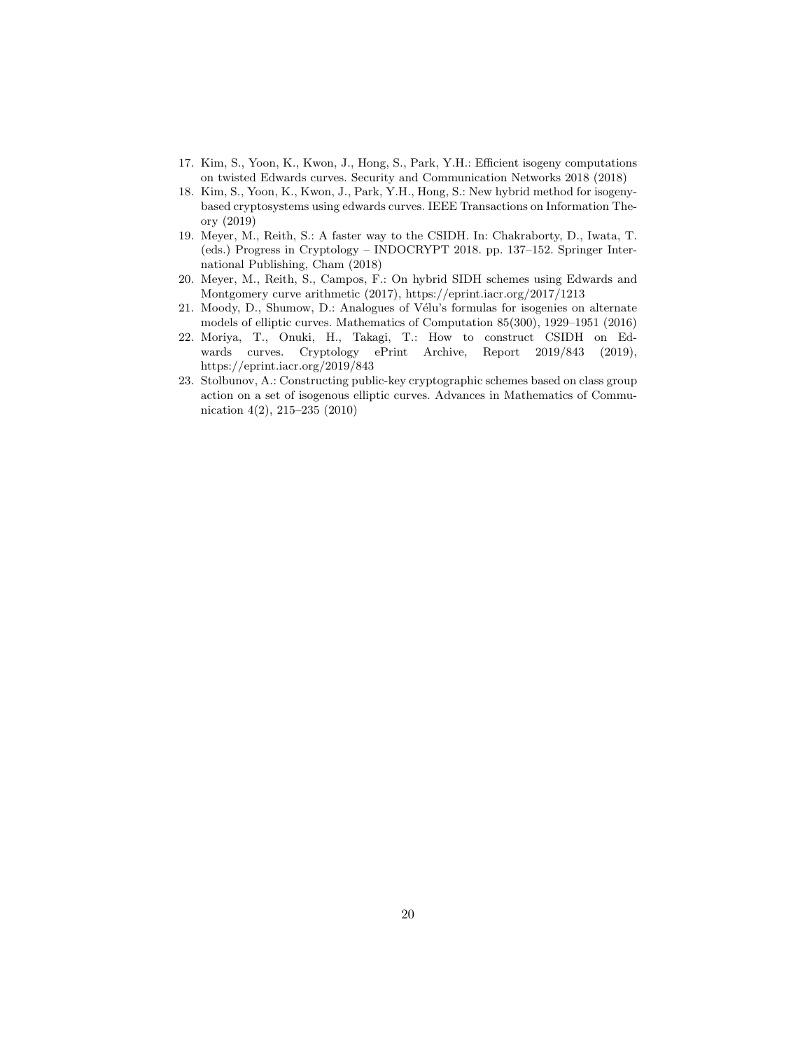17. Kim, S., Yoon, K., Kwon, J., Hong, S., Park, Y.H.: Efficient isogeny computations on twisted Edwards curves. Security and Communication Networks 2018 (2018)
18. Kim, S., Yoon, K., Kwon, J., Park, Y.H., Hong, S.: New hybrid method for isogeny-based cryptosystems using edwards curves. IEEE Transactions on Information Theory (2019)
19. Meyer, M., Reith, S.: A faster way to the CSIDH. In: Chakraborty, D., Iwata, T. (eds.) Progress in Cryptology – INDOCRYPT 2018. pp. 137–152. Springer International Publishing, Cham (2018)
20. Meyer, M., Reith, S., Campos, F.: On hybrid SIDH schemes using Edwards and Montgomery curve arithmetic (2017), https://eprint.iacr.org/2017/1213
21. Moody, D., Shumow, D.: Analogues of Vélu's formulas for isogenies on alternate models of elliptic curves. Mathematics of Computation 85(300), 1929–1951 (2016)
22. Moriya, T., Onuki, H., Takagi, T.: How to construct CSIDH on Edwards curves. Cryptology ePrint Archive, Report 2019/843 (2019), https://eprint.iacr.org/2019/843
23. Stolbunov, A.: Constructing public-key cryptographic schemes based on class group action on a set of isogenous elliptic curves. Advances in Mathematics of Communication 4(2), 215–235 (2010)